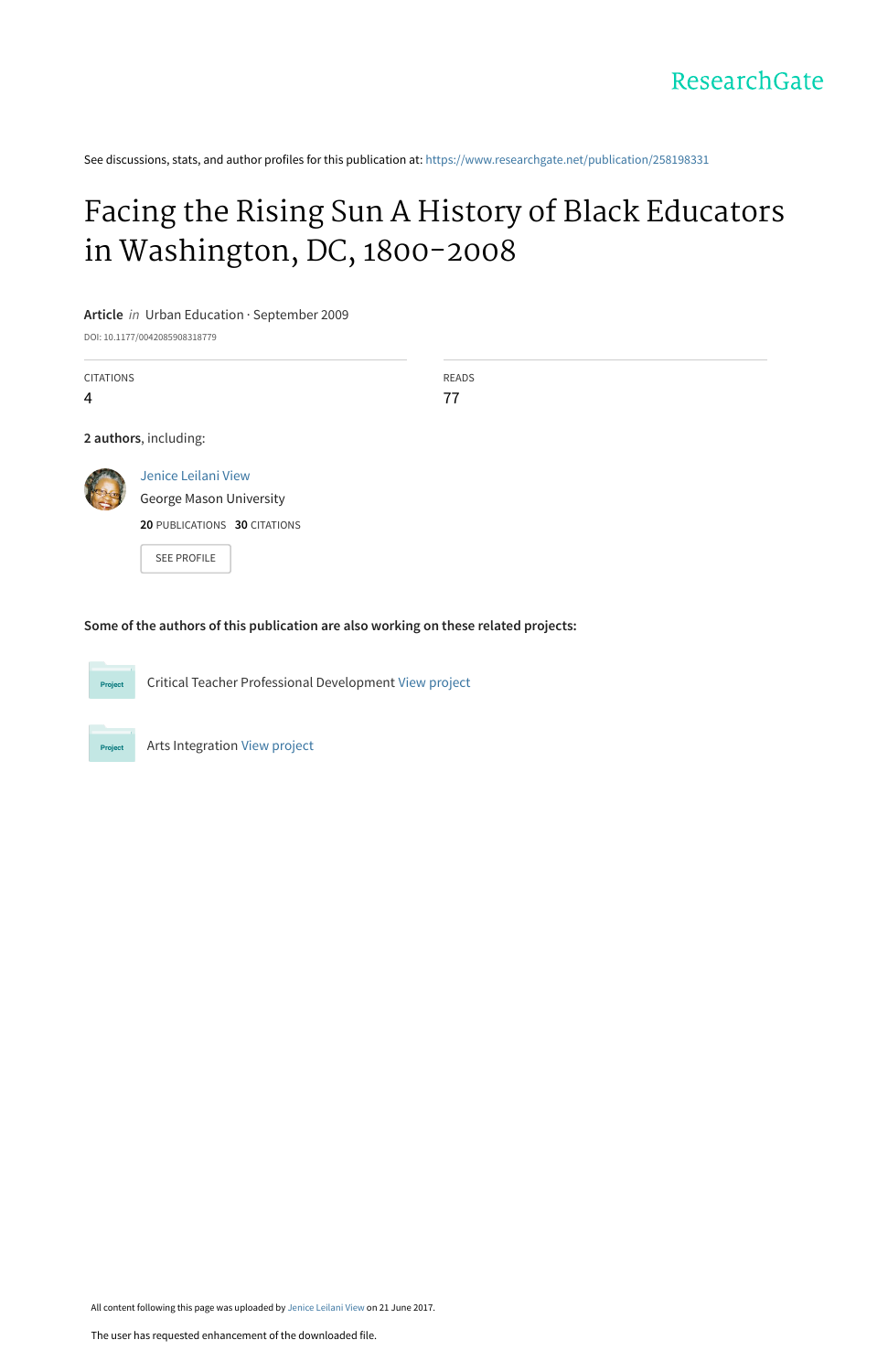ResearchGate

See discussions, stats, and author profiles for this publication at: https://www.researchgate.net/publication/258198331

# Facing the Rising Sun A History of Black Educators in Washington, DC, 1800-2008

**Article** *in* Urban Education · September 2009

DOI: 10.1177/0042085908318779

| CITATIONS | READS |
| --- | --- |
| 4 | 77 |

**2 authors**, including:

Jenice Leilani View
George Mason University
**20** PUBLICATIONS **30** CITATIONS

SEE PROFILE

**Some of the authors of this publication are also working on these related projects:**

Project: Critical Teacher Professional Development View project

Project: Arts Integration View project

All content following this page was uploaded by Jenice Leilani View on 21 June 2017.

The user has requested enhancement of the downloaded file.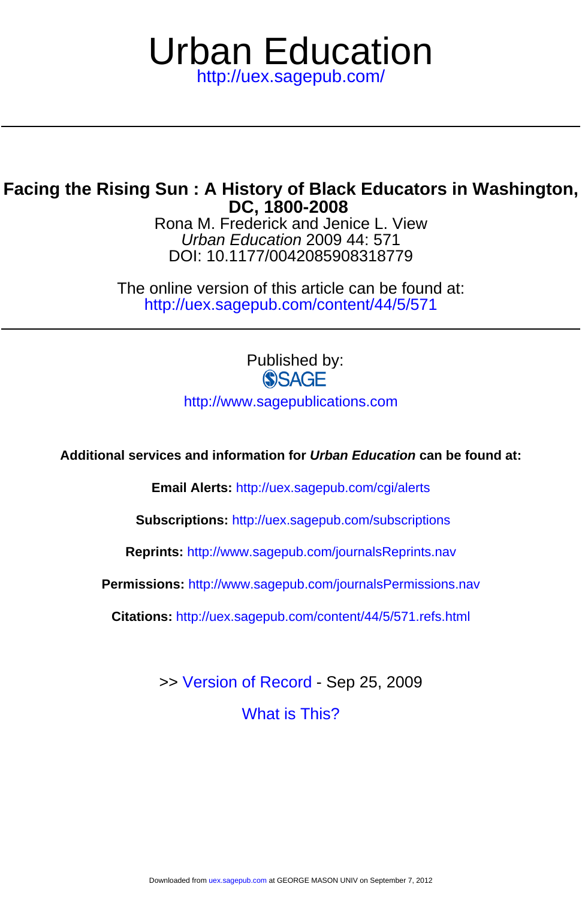# Urban Education

http://uex.sagepub.com/

---

## Facing the Rising Sun : A History of Black Educators in Washington, DC, 1800-2008

Rona M. Frederick and Jenice L. View

*Urban Education* 2009 44: 571

DOI: 10.1177/0042085908318779

The online version of this article can be found at:

http://uex.sagepub.com/content/44/5/571

---

Published by:

SAGE

http://www.sagepublications.com

**Additional services and information for *Urban Education* can be found at:**

**Email Alerts:** http://uex.sagepub.com/cgi/alerts

**Subscriptions:** http://uex.sagepub.com/subscriptions

**Reprints:** http://www.sagepub.com/journalsReprints.nav

**Permissions:** http://www.sagepub.com/journalsPermissions.nav

**Citations:** http://uex.sagepub.com/content/44/5/571.refs.html

>> Version of Record - Sep 25, 2009

What is This?

Downloaded from uex.sagepub.com at GEORGE MASON UNIV on September 7, 2012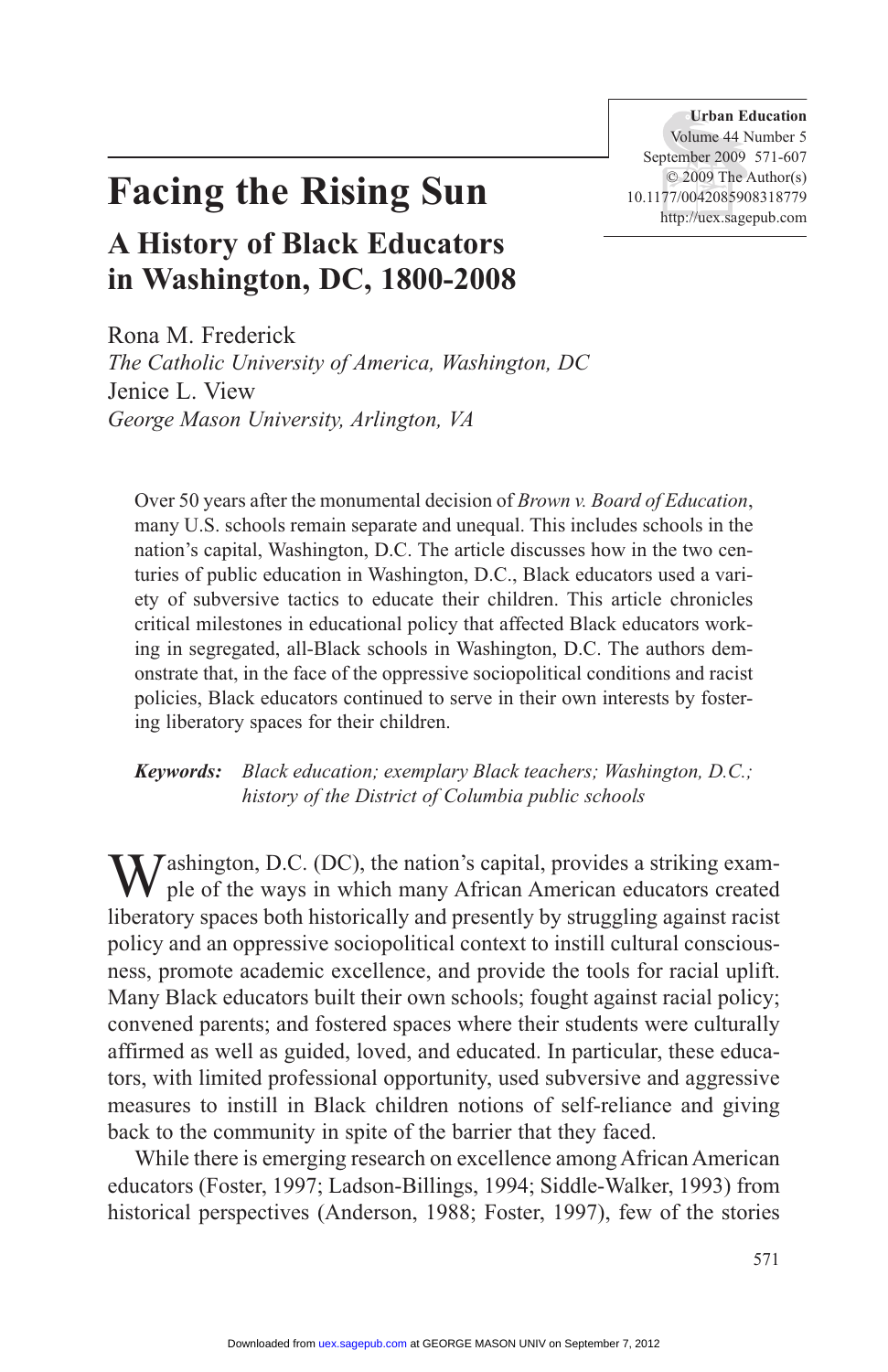# Facing the Rising Sun

## A History of Black Educators in Washington, DC, 1800-2008

Rona M. Frederick
*The Catholic University of America, Washington, DC*
Jenice L. View
*George Mason University, Arlington, VA*

Over 50 years after the monumental decision of *Brown v. Board of Education*, many U.S. schools remain separate and unequal. This includes schools in the nation's capital, Washington, D.C. The article discusses how in the two centuries of public education in Washington, D.C., Black educators used a variety of subversive tactics to educate their children. This article chronicles critical milestones in educational policy that affected Black educators working in segregated, all-Black schools in Washington, D.C. The authors demonstrate that, in the face of the oppressive sociopolitical conditions and racist policies, Black educators continued to serve in their own interests by fostering liberatory spaces for their children.

***Keywords:*** *Black education; exemplary Black teachers; Washington, D.C.; history of the District of Columbia public schools*

Washington, D.C. (DC), the nation's capital, provides a striking example of the ways in which many African American educators created liberatory spaces both historically and presently by struggling against racist policy and an oppressive sociopolitical context to instill cultural consciousness, promote academic excellence, and provide the tools for racial uplift. Many Black educators built their own schools; fought against racial policy; convened parents; and fostered spaces where their students were culturally affirmed as well as guided, loved, and educated. In particular, these educators, with limited professional opportunity, used subversive and aggressive measures to instill in Black children notions of self-reliance and giving back to the community in spite of the barrier that they faced.

While there is emerging research on excellence among African American educators (Foster, 1997; Ladson-Billings, 1994; Siddle-Walker, 1993) from historical perspectives (Anderson, 1988; Foster, 1997), few of the stories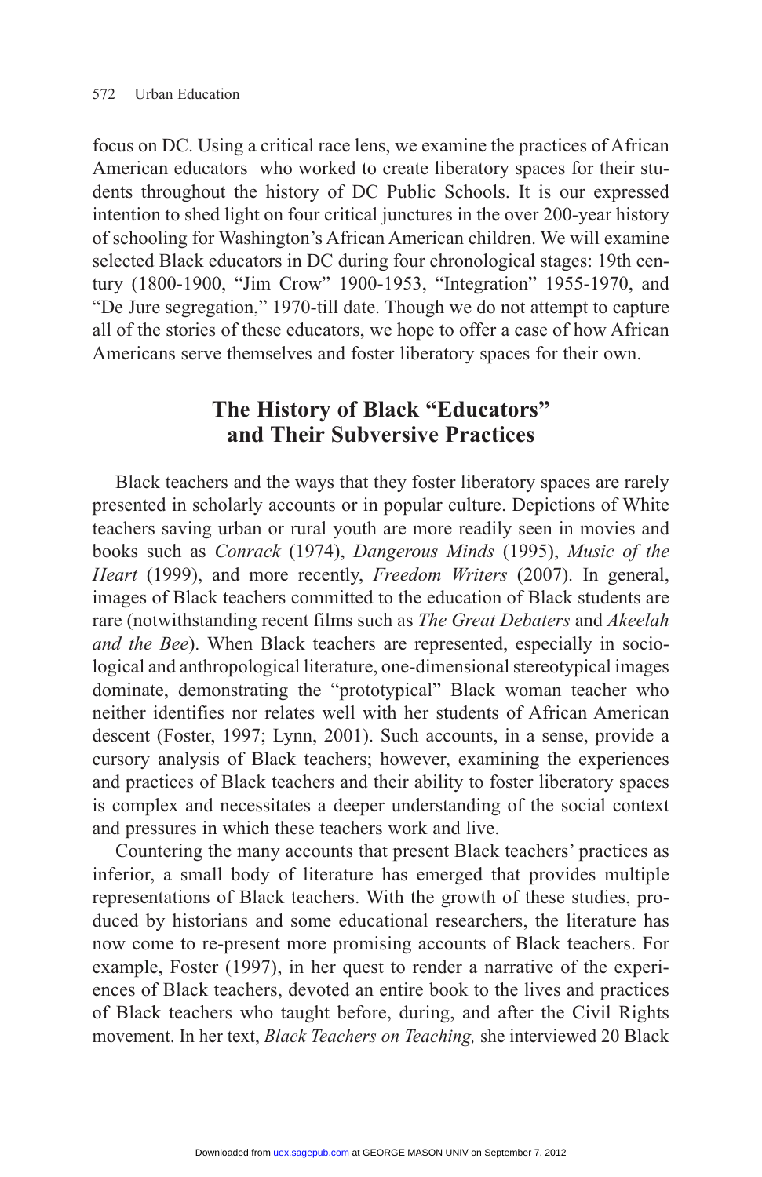focus on DC. Using a critical race lens, we examine the practices of African American educators who worked to create liberatory spaces for their students throughout the history of DC Public Schools. It is our expressed intention to shed light on four critical junctures in the over 200-year history of schooling for Washington's African American children. We will examine selected Black educators in DC during four chronological stages: 19th century (1800-1900, "Jim Crow" 1900-1953, "Integration" 1955-1970, and "De Jure segregation," 1970-till date. Though we do not attempt to capture all of the stories of these educators, we hope to offer a case of how African Americans serve themselves and foster liberatory spaces for their own.

## The History of Black "Educators" and Their Subversive Practices

Black teachers and the ways that they foster liberatory spaces are rarely presented in scholarly accounts or in popular culture. Depictions of White teachers saving urban or rural youth are more readily seen in movies and books such as *Conrack* (1974), *Dangerous Minds* (1995), *Music of the Heart* (1999), and more recently, *Freedom Writers* (2007). In general, images of Black teachers committed to the education of Black students are rare (notwithstanding recent films such as *The Great Debaters* and *Akeelah and the Bee*). When Black teachers are represented, especially in sociological and anthropological literature, one-dimensional stereotypical images dominate, demonstrating the "prototypical" Black woman teacher who neither identifies nor relates well with her students of African American descent (Foster, 1997; Lynn, 2001). Such accounts, in a sense, provide a cursory analysis of Black teachers; however, examining the experiences and practices of Black teachers and their ability to foster liberatory spaces is complex and necessitates a deeper understanding of the social context and pressures in which these teachers work and live.

Countering the many accounts that present Black teachers' practices as inferior, a small body of literature has emerged that provides multiple representations of Black teachers. With the growth of these studies, produced by historians and some educational researchers, the literature has now come to re-present more promising accounts of Black teachers. For example, Foster (1997), in her quest to render a narrative of the experiences of Black teachers, devoted an entire book to the lives and practices of Black teachers who taught before, during, and after the Civil Rights movement. In her text, *Black Teachers on Teaching,* she interviewed 20 Black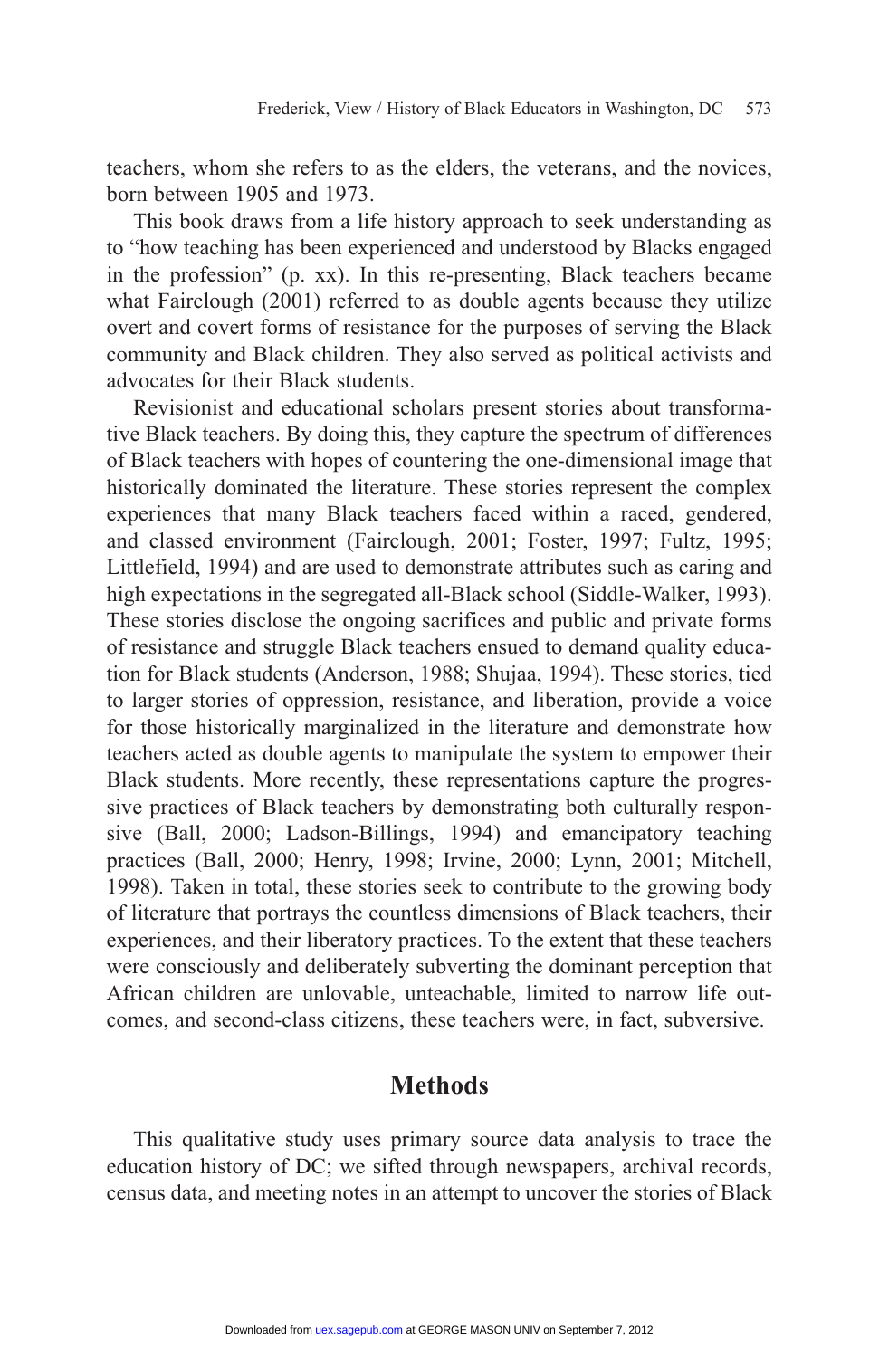teachers, whom she refers to as the elders, the veterans, and the novices, born between 1905 and 1973.

This book draws from a life history approach to seek understanding as to "how teaching has been experienced and understood by Blacks engaged in the profession" (p. xx). In this re-presenting, Black teachers became what Fairclough (2001) referred to as double agents because they utilize overt and covert forms of resistance for the purposes of serving the Black community and Black children. They also served as political activists and advocates for their Black students.

Revisionist and educational scholars present stories about transformative Black teachers. By doing this, they capture the spectrum of differences of Black teachers with hopes of countering the one-dimensional image that historically dominated the literature. These stories represent the complex experiences that many Black teachers faced within a raced, gendered, and classed environment (Fairclough, 2001; Foster, 1997; Fultz, 1995; Littlefield, 1994) and are used to demonstrate attributes such as caring and high expectations in the segregated all-Black school (Siddle-Walker, 1993). These stories disclose the ongoing sacrifices and public and private forms of resistance and struggle Black teachers ensued to demand quality education for Black students (Anderson, 1988; Shujaa, 1994). These stories, tied to larger stories of oppression, resistance, and liberation, provide a voice for those historically marginalized in the literature and demonstrate how teachers acted as double agents to manipulate the system to empower their Black students. More recently, these representations capture the progressive practices of Black teachers by demonstrating both culturally responsive (Ball, 2000; Ladson-Billings, 1994) and emancipatory teaching practices (Ball, 2000; Henry, 1998; Irvine, 2000; Lynn, 2001; Mitchell, 1998). Taken in total, these stories seek to contribute to the growing body of literature that portrays the countless dimensions of Black teachers, their experiences, and their liberatory practices. To the extent that these teachers were consciously and deliberately subverting the dominant perception that African children are unlovable, unteachable, limited to narrow life outcomes, and second-class citizens, these teachers were, in fact, subversive.

## Methods

This qualitative study uses primary source data analysis to trace the education history of DC; we sifted through newspapers, archival records, census data, and meeting notes in an attempt to uncover the stories of Black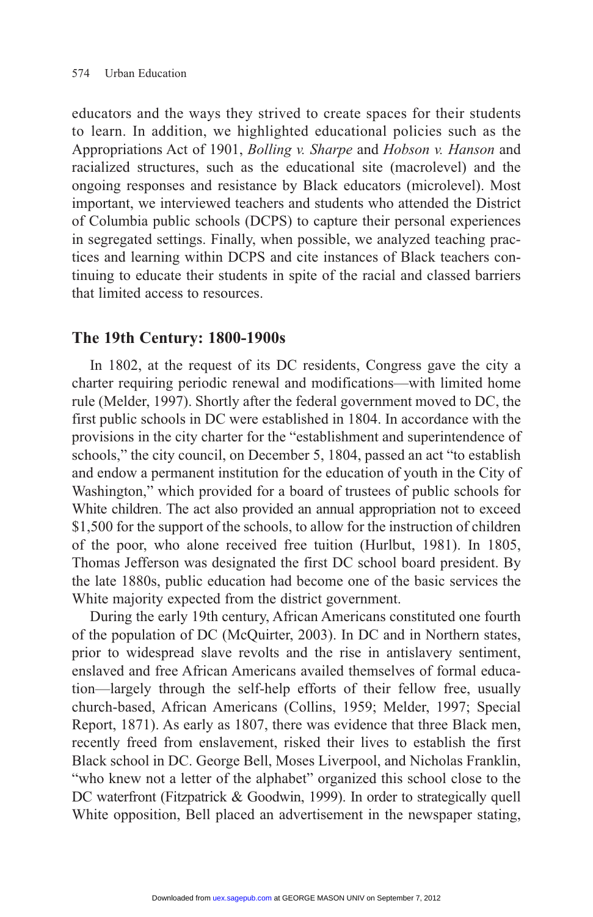educators and the ways they strived to create spaces for their students to learn. In addition, we highlighted educational policies such as the Appropriations Act of 1901, *Bolling v. Sharpe* and *Hobson v. Hanson* and racialized structures, such as the educational site (macrolevel) and the ongoing responses and resistance by Black educators (microlevel). Most important, we interviewed teachers and students who attended the District of Columbia public schools (DCPS) to capture their personal experiences in segregated settings. Finally, when possible, we analyzed teaching practices and learning within DCPS and cite instances of Black teachers continuing to educate their students in spite of the racial and classed barriers that limited access to resources.

## The 19th Century: 1800-1900s

In 1802, at the request of its DC residents, Congress gave the city a charter requiring periodic renewal and modifications—with limited home rule (Melder, 1997). Shortly after the federal government moved to DC, the first public schools in DC were established in 1804. In accordance with the provisions in the city charter for the "establishment and superintendence of schools," the city council, on December 5, 1804, passed an act "to establish and endow a permanent institution for the education of youth in the City of Washington," which provided for a board of trustees of public schools for White children. The act also provided an annual appropriation not to exceed $1,500 for the support of the schools, to allow for the instruction of children of the poor, who alone received free tuition (Hurlbut, 1981). In 1805, Thomas Jefferson was designated the first DC school board president. By the late 1880s, public education had become one of the basic services the White majority expected from the district government.

During the early 19th century, African Americans constituted one fourth of the population of DC (McQuirter, 2003). In DC and in Northern states, prior to widespread slave revolts and the rise in antislavery sentiment, enslaved and free African Americans availed themselves of formal education—largely through the self-help efforts of their fellow free, usually church-based, African Americans (Collins, 1959; Melder, 1997; Special Report, 1871). As early as 1807, there was evidence that three Black men, recently freed from enslavement, risked their lives to establish the first Black school in DC. George Bell, Moses Liverpool, and Nicholas Franklin, "who knew not a letter of the alphabet" organized this school close to the DC waterfront (Fitzpatrick & Goodwin, 1999). In order to strategically quell White opposition, Bell placed an advertisement in the newspaper stating,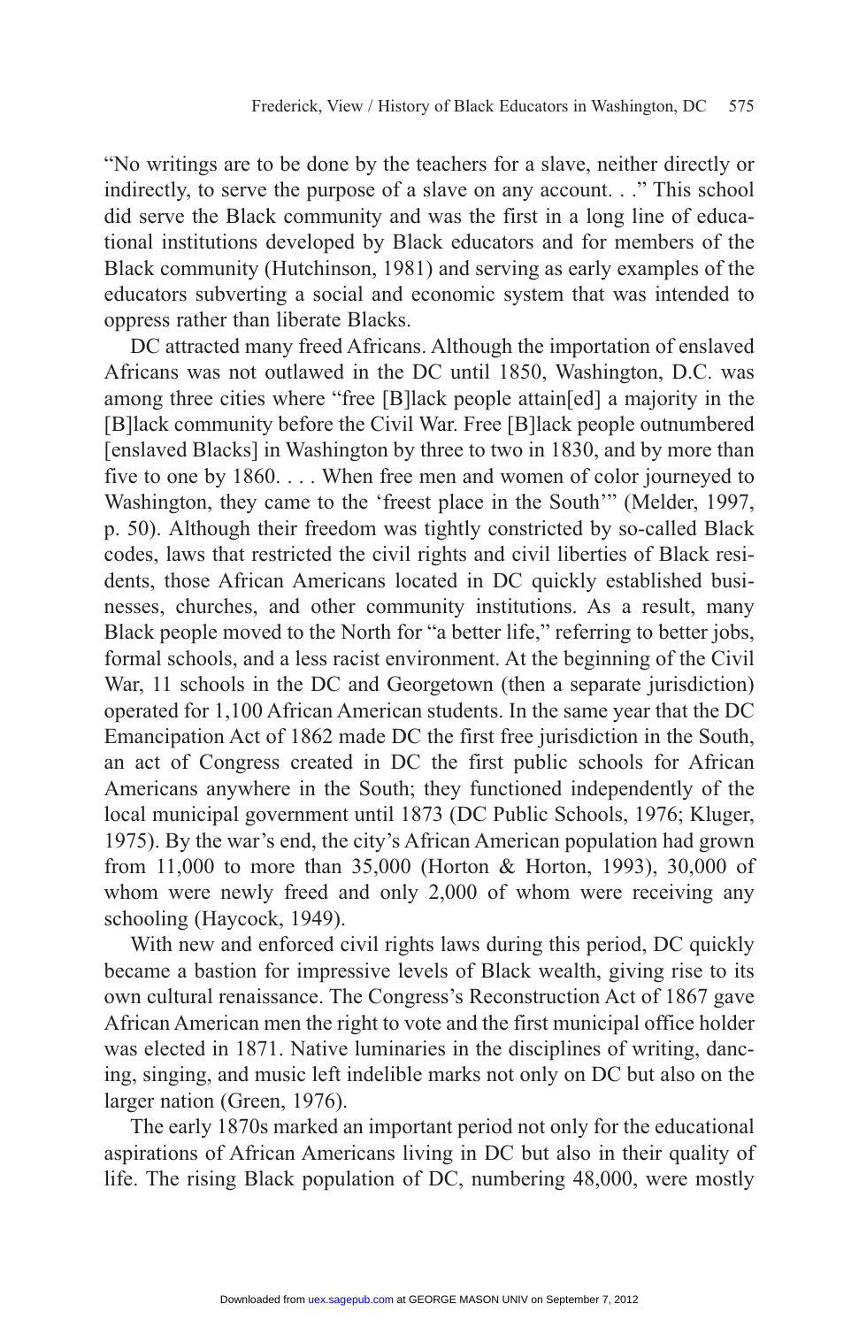"No writings are to be done by the teachers for a slave, neither directly or indirectly, to serve the purpose of a slave on any account. . ." This school did serve the Black community and was the first in a long line of educational institutions developed by Black educators and for members of the Black community (Hutchinson, 1981) and serving as early examples of the educators subverting a social and economic system that was intended to oppress rather than liberate Blacks.

DC attracted many freed Africans. Although the importation of enslaved Africans was not outlawed in the DC until 1850, Washington, D.C. was among three cities where "free [B]lack people attain[ed] a majority in the [B]lack community before the Civil War. Free [B]lack people outnumbered [enslaved Blacks] in Washington by three to two in 1830, and by more than five to one by 1860. . . . When free men and women of color journeyed to Washington, they came to the 'freest place in the South'" (Melder, 1997, p. 50). Although their freedom was tightly constricted by so-called Black codes, laws that restricted the civil rights and civil liberties of Black residents, those African Americans located in DC quickly established businesses, churches, and other community institutions. As a result, many Black people moved to the North for "a better life," referring to better jobs, formal schools, and a less racist environment. At the beginning of the Civil War, 11 schools in the DC and Georgetown (then a separate jurisdiction) operated for 1,100 African American students. In the same year that the DC Emancipation Act of 1862 made DC the first free jurisdiction in the South, an act of Congress created in DC the first public schools for African Americans anywhere in the South; they functioned independently of the local municipal government until 1873 (DC Public Schools, 1976; Kluger, 1975). By the war's end, the city's African American population had grown from 11,000 to more than 35,000 (Horton & Horton, 1993), 30,000 of whom were newly freed and only 2,000 of whom were receiving any schooling (Haycock, 1949).

With new and enforced civil rights laws during this period, DC quickly became a bastion for impressive levels of Black wealth, giving rise to its own cultural renaissance. The Congress's Reconstruction Act of 1867 gave African American men the right to vote and the first municipal office holder was elected in 1871. Native luminaries in the disciplines of writing, dancing, singing, and music left indelible marks not only on DC but also on the larger nation (Green, 1976).

The early 1870s marked an important period not only for the educational aspirations of African Americans living in DC but also in their quality of life. The rising Black population of DC, numbering 48,000, were mostly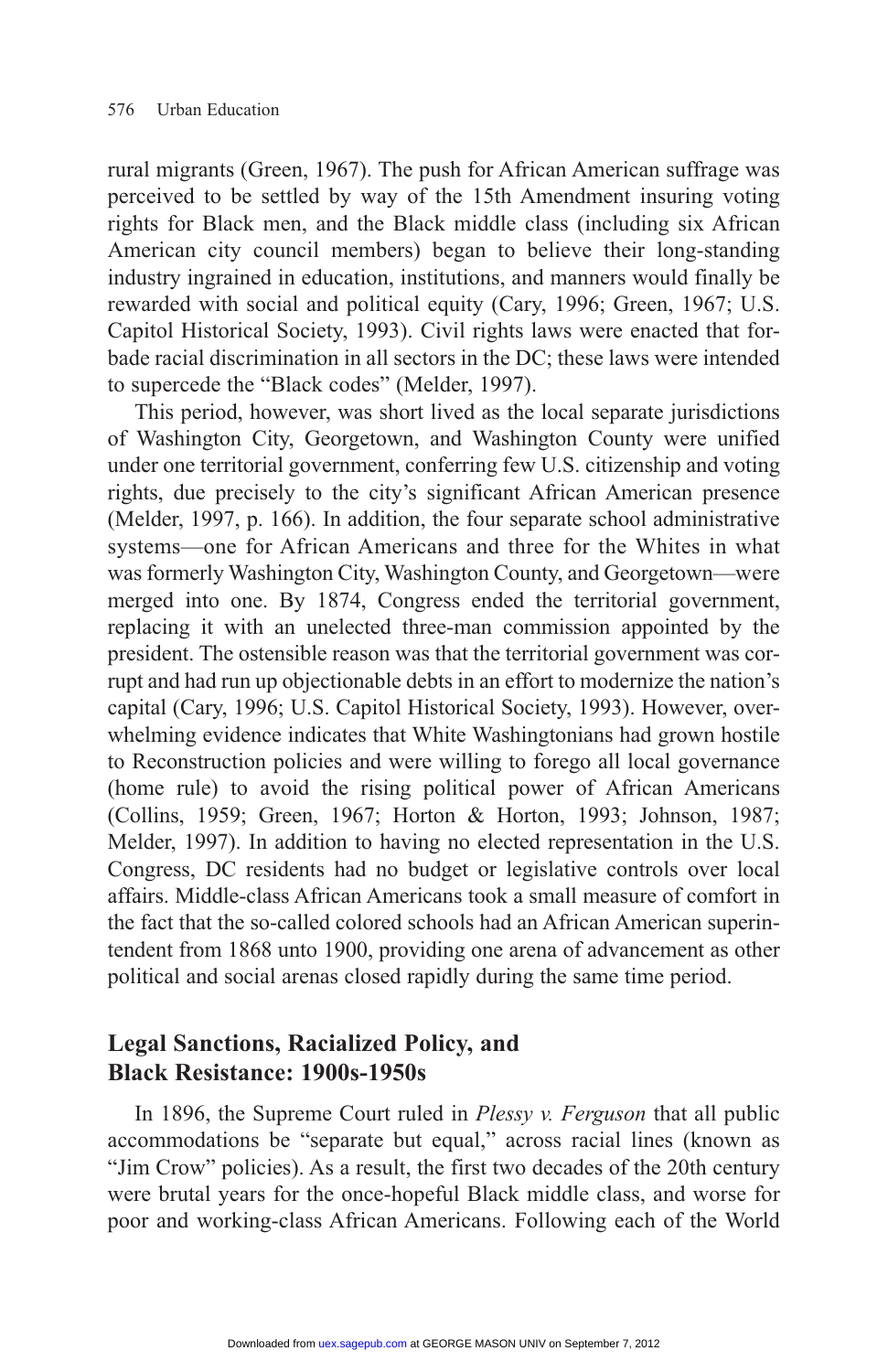rural migrants (Green, 1967). The push for African American suffrage was perceived to be settled by way of the 15th Amendment insuring voting rights for Black men, and the Black middle class (including six African American city council members) began to believe their long-standing industry ingrained in education, institutions, and manners would finally be rewarded with social and political equity (Cary, 1996; Green, 1967; U.S. Capitol Historical Society, 1993). Civil rights laws were enacted that forbade racial discrimination in all sectors in the DC; these laws were intended to supercede the "Black codes" (Melder, 1997).

This period, however, was short lived as the local separate jurisdictions of Washington City, Georgetown, and Washington County were unified under one territorial government, conferring few U.S. citizenship and voting rights, due precisely to the city's significant African American presence (Melder, 1997, p. 166). In addition, the four separate school administrative systems—one for African Americans and three for the Whites in what was formerly Washington City, Washington County, and Georgetown—were merged into one. By 1874, Congress ended the territorial government, replacing it with an unelected three-man commission appointed by the president. The ostensible reason was that the territorial government was corrupt and had run up objectionable debts in an effort to modernize the nation's capital (Cary, 1996; U.S. Capitol Historical Society, 1993). However, overwhelming evidence indicates that White Washingtonians had grown hostile to Reconstruction policies and were willing to forego all local governance (home rule) to avoid the rising political power of African Americans (Collins, 1959; Green, 1967; Horton & Horton, 1993; Johnson, 1987; Melder, 1997). In addition to having no elected representation in the U.S. Congress, DC residents had no budget or legislative controls over local affairs. Middle-class African Americans took a small measure of comfort in the fact that the so-called colored schools had an African American superintendent from 1868 unto 1900, providing one arena of advancement as other political and social arenas closed rapidly during the same time period.

## Legal Sanctions, Racialized Policy, and Black Resistance: 1900s-1950s

In 1896, the Supreme Court ruled in *Plessy v. Ferguson* that all public accommodations be "separate but equal," across racial lines (known as "Jim Crow" policies). As a result, the first two decades of the 20th century were brutal years for the once-hopeful Black middle class, and worse for poor and working-class African Americans. Following each of the World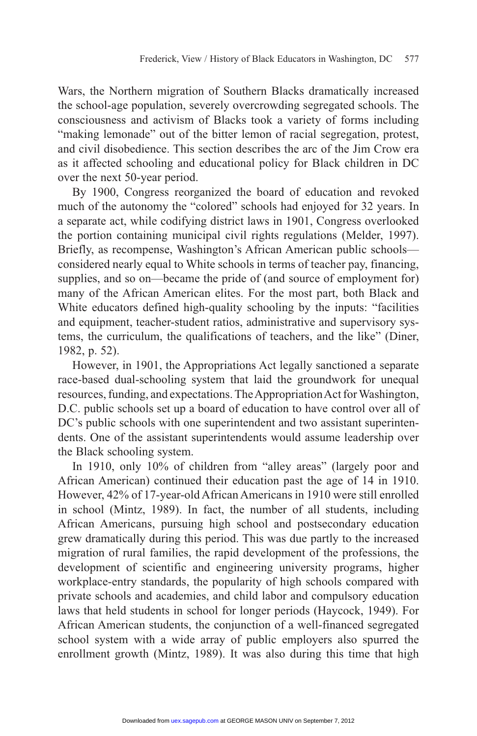Wars, the Northern migration of Southern Blacks dramatically increased the school-age population, severely overcrowding segregated schools. The consciousness and activism of Blacks took a variety of forms including "making lemonade" out of the bitter lemon of racial segregation, protest, and civil disobedience. This section describes the arc of the Jim Crow era as it affected schooling and educational policy for Black children in DC over the next 50-year period.

By 1900, Congress reorganized the board of education and revoked much of the autonomy the "colored" schools had enjoyed for 32 years. In a separate act, while codifying district laws in 1901, Congress overlooked the portion containing municipal civil rights regulations (Melder, 1997). Briefly, as recompense, Washington's African American public schools—considered nearly equal to White schools in terms of teacher pay, financing, supplies, and so on—became the pride of (and source of employment for) many of the African American elites. For the most part, both Black and White educators defined high-quality schooling by the inputs: "facilities and equipment, teacher-student ratios, administrative and supervisory systems, the curriculum, the qualifications of teachers, and the like" (Diner, 1982, p. 52).

However, in 1901, the Appropriations Act legally sanctioned a separate race-based dual-schooling system that laid the groundwork for unequal resources, funding, and expectations. The Appropriation Act for Washington, D.C. public schools set up a board of education to have control over all of DC's public schools with one superintendent and two assistant superintendents. One of the assistant superintendents would assume leadership over the Black schooling system.

In 1910, only 10% of children from "alley areas" (largely poor and African American) continued their education past the age of 14 in 1910. However, 42% of 17-year-old African Americans in 1910 were still enrolled in school (Mintz, 1989). In fact, the number of all students, including African Americans, pursuing high school and postsecondary education grew dramatically during this period. This was due partly to the increased migration of rural families, the rapid development of the professions, the development of scientific and engineering university programs, higher workplace-entry standards, the popularity of high schools compared with private schools and academies, and child labor and compulsory education laws that held students in school for longer periods (Haycock, 1949). For African American students, the conjunction of a well-financed segregated school system with a wide array of public employers also spurred the enrollment growth (Mintz, 1989). It was also during this time that high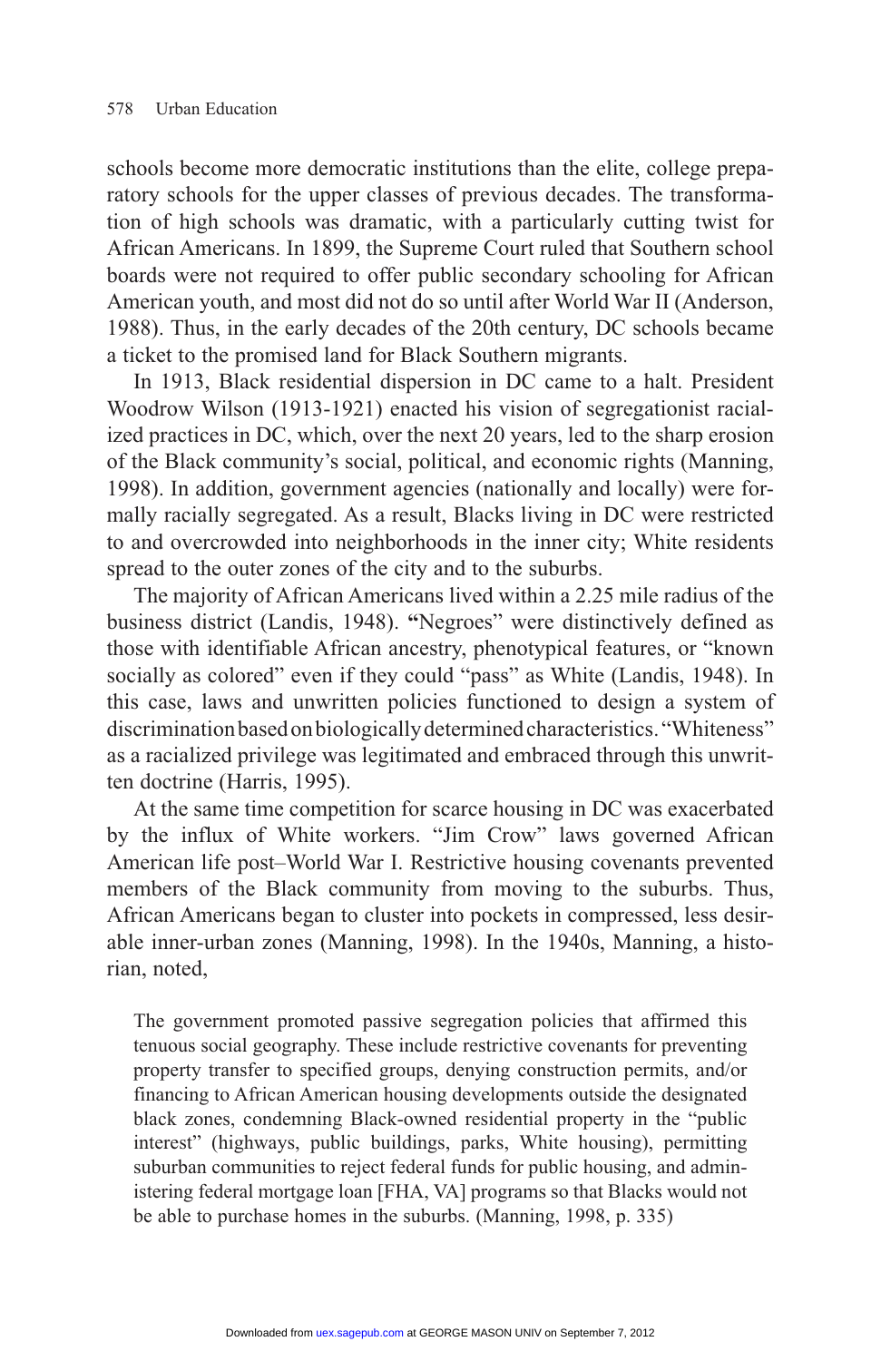schools become more democratic institutions than the elite, college preparatory schools for the upper classes of previous decades. The transformation of high schools was dramatic, with a particularly cutting twist for African Americans. In 1899, the Supreme Court ruled that Southern school boards were not required to offer public secondary schooling for African American youth, and most did not do so until after World War II (Anderson, 1988). Thus, in the early decades of the 20th century, DC schools became a ticket to the promised land for Black Southern migrants.

In 1913, Black residential dispersion in DC came to a halt. President Woodrow Wilson (1913-1921) enacted his vision of segregationist racialized practices in DC, which, over the next 20 years, led to the sharp erosion of the Black community's social, political, and economic rights (Manning, 1998). In addition, government agencies (nationally and locally) were formally racially segregated. As a result, Blacks living in DC were restricted to and overcrowded into neighborhoods in the inner city; White residents spread to the outer zones of the city and to the suburbs.

The majority of African Americans lived within a 2.25 mile radius of the business district (Landis, 1948). "Negroes" were distinctively defined as those with identifiable African ancestry, phenotypical features, or "known socially as colored" even if they could "pass" as White (Landis, 1948). In this case, laws and unwritten policies functioned to design a system of discrimination based on biologically determined characteristics. "Whiteness" as a racialized privilege was legitimated and embraced through this unwritten doctrine (Harris, 1995).

At the same time competition for scarce housing in DC was exacerbated by the influx of White workers. "Jim Crow" laws governed African American life post–World War I. Restrictive housing covenants prevented members of the Black community from moving to the suburbs. Thus, African Americans began to cluster into pockets in compressed, less desirable inner-urban zones (Manning, 1998). In the 1940s, Manning, a historian, noted,

> The government promoted passive segregation policies that affirmed this tenuous social geography. These include restrictive covenants for preventing property transfer to specified groups, denying construction permits, and/or financing to African American housing developments outside the designated black zones, condemning Black-owned residential property in the "public interest" (highways, public buildings, parks, White housing), permitting suburban communities to reject federal funds for public housing, and administering federal mortgage loan [FHA, VA] programs so that Blacks would not be able to purchase homes in the suburbs. (Manning, 1998, p. 335)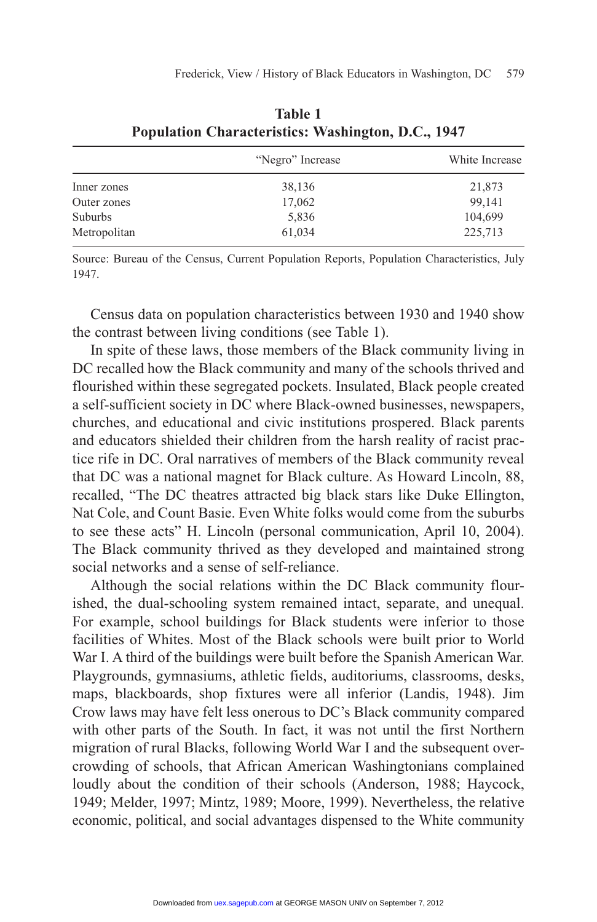**Table 1**
**Population Characteristics: Washington, D.C., 1947**

| | "Negro" Increase | White Increase |
|---|---|---|
| Inner zones | 38,136 | 21,873 |
| Outer zones | 17,062 | 99,141 |
| Suburbs | 5,836 | 104,699 |
| Metropolitan | 61,034 | 225,713 |

Source: Bureau of the Census, Current Population Reports, Population Characteristics, July 1947.

Census data on population characteristics between 1930 and 1940 show the contrast between living conditions (see Table 1).

In spite of these laws, those members of the Black community living in DC recalled how the Black community and many of the schools thrived and flourished within these segregated pockets. Insulated, Black people created a self-sufficient society in DC where Black-owned businesses, newspapers, churches, and educational and civic institutions prospered. Black parents and educators shielded their children from the harsh reality of racist practice rife in DC. Oral narratives of members of the Black community reveal that DC was a national magnet for Black culture. As Howard Lincoln, 88, recalled, "The DC theatres attracted big black stars like Duke Ellington, Nat Cole, and Count Basie. Even White folks would come from the suburbs to see these acts" H. Lincoln (personal communication, April 10, 2004). The Black community thrived as they developed and maintained strong social networks and a sense of self-reliance.

Although the social relations within the DC Black community flourished, the dual-schooling system remained intact, separate, and unequal. For example, school buildings for Black students were inferior to those facilities of Whites. Most of the Black schools were built prior to World War I. A third of the buildings were built before the Spanish American War. Playgrounds, gymnasiums, athletic fields, auditoriums, classrooms, desks, maps, blackboards, shop fixtures were all inferior (Landis, 1948). Jim Crow laws may have felt less onerous to DC's Black community compared with other parts of the South. In fact, it was not until the first Northern migration of rural Blacks, following World War I and the subsequent overcrowding of schools, that African American Washingtonians complained loudly about the condition of their schools (Anderson, 1988; Haycock, 1949; Melder, 1997; Mintz, 1989; Moore, 1999). Nevertheless, the relative economic, political, and social advantages dispensed to the White community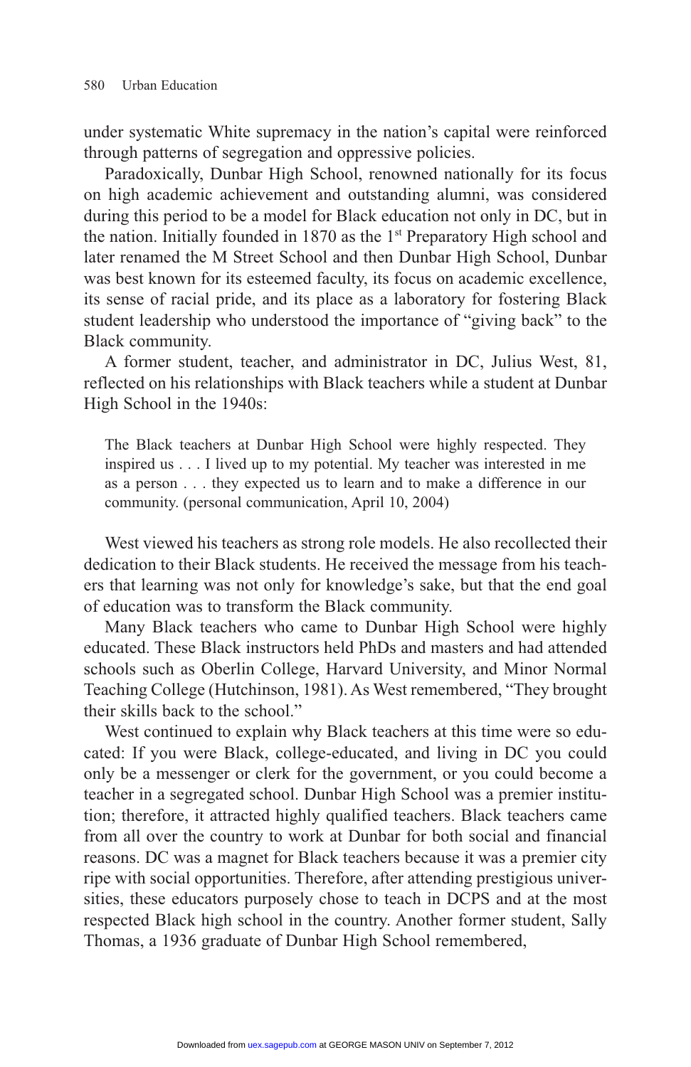under systematic White supremacy in the nation's capital were reinforced through patterns of segregation and oppressive policies.

Paradoxically, Dunbar High School, renowned nationally for its focus on high academic achievement and outstanding alumni, was considered during this period to be a model for Black education not only in DC, but in the nation. Initially founded in 1870 as the 1st Preparatory High school and later renamed the M Street School and then Dunbar High School, Dunbar was best known for its esteemed faculty, its focus on academic excellence, its sense of racial pride, and its place as a laboratory for fostering Black student leadership who understood the importance of "giving back" to the Black community.

A former student, teacher, and administrator in DC, Julius West, 81, reflected on his relationships with Black teachers while a student at Dunbar High School in the 1940s:

> The Black teachers at Dunbar High School were highly respected. They inspired us . . . I lived up to my potential. My teacher was interested in me as a person . . . they expected us to learn and to make a difference in our community. (personal communication, April 10, 2004)

West viewed his teachers as strong role models. He also recollected their dedication to their Black students. He received the message from his teachers that learning was not only for knowledge's sake, but that the end goal of education was to transform the Black community.

Many Black teachers who came to Dunbar High School were highly educated. These Black instructors held PhDs and masters and had attended schools such as Oberlin College, Harvard University, and Minor Normal Teaching College (Hutchinson, 1981). As West remembered, "They brought their skills back to the school."

West continued to explain why Black teachers at this time were so educated: If you were Black, college-educated, and living in DC you could only be a messenger or clerk for the government, or you could become a teacher in a segregated school. Dunbar High School was a premier institution; therefore, it attracted highly qualified teachers. Black teachers came from all over the country to work at Dunbar for both social and financial reasons. DC was a magnet for Black teachers because it was a premier city ripe with social opportunities. Therefore, after attending prestigious universities, these educators purposely chose to teach in DCPS and at the most respected Black high school in the country. Another former student, Sally Thomas, a 1936 graduate of Dunbar High School remembered,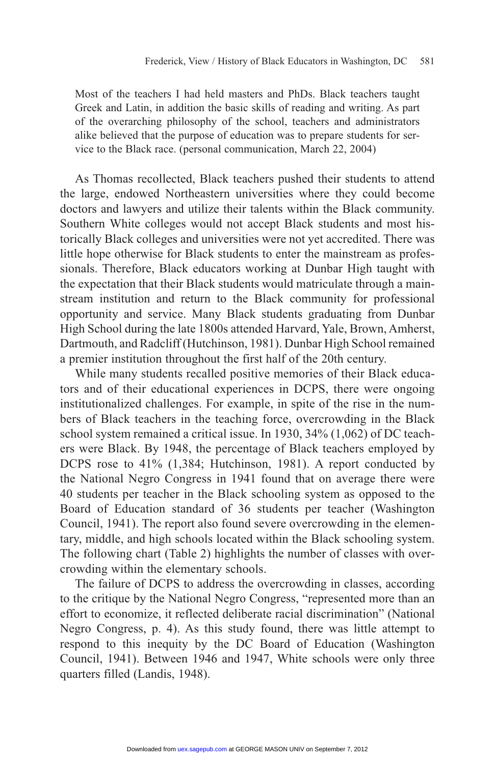> Most of the teachers I had held masters and PhDs. Black teachers taught Greek and Latin, in addition the basic skills of reading and writing. As part of the overarching philosophy of the school, teachers and administrators alike believed that the purpose of education was to prepare students for service to the Black race. (personal communication, March 22, 2004)

As Thomas recollected, Black teachers pushed their students to attend the large, endowed Northeastern universities where they could become doctors and lawyers and utilize their talents within the Black community. Southern White colleges would not accept Black students and most historically Black colleges and universities were not yet accredited. There was little hope otherwise for Black students to enter the mainstream as professionals. Therefore, Black educators working at Dunbar High taught with the expectation that their Black students would matriculate through a mainstream institution and return to the Black community for professional opportunity and service. Many Black students graduating from Dunbar High School during the late 1800s attended Harvard, Yale, Brown, Amherst, Dartmouth, and Radcliff (Hutchinson, 1981). Dunbar High School remained a premier institution throughout the first half of the 20th century.

While many students recalled positive memories of their Black educators and of their educational experiences in DCPS, there were ongoing institutionalized challenges. For example, in spite of the rise in the numbers of Black teachers in the teaching force, overcrowding in the Black school system remained a critical issue. In 1930, 34% (1,062) of DC teachers were Black. By 1948, the percentage of Black teachers employed by DCPS rose to 41% (1,384; Hutchinson, 1981). A report conducted by the National Negro Congress in 1941 found that on average there were 40 students per teacher in the Black schooling system as opposed to the Board of Education standard of 36 students per teacher (Washington Council, 1941). The report also found severe overcrowding in the elementary, middle, and high schools located within the Black schooling system. The following chart (Table 2) highlights the number of classes with overcrowding within the elementary schools.

The failure of DCPS to address the overcrowding in classes, according to the critique by the National Negro Congress, "represented more than an effort to economize, it reflected deliberate racial discrimination" (National Negro Congress, p. 4). As this study found, there was little attempt to respond to this inequity by the DC Board of Education (Washington Council, 1941). Between 1946 and 1947, White schools were only three quarters filled (Landis, 1948).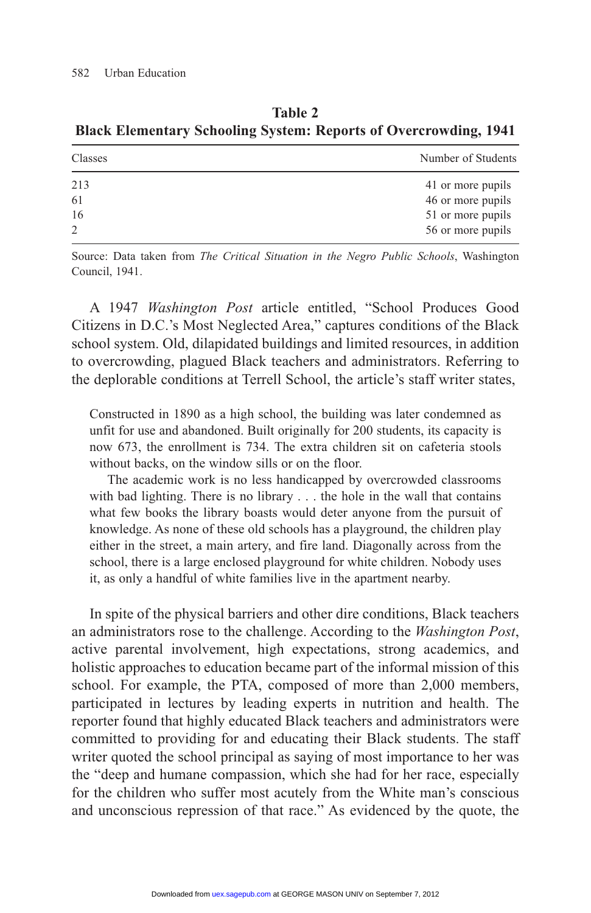**Table 2**
**Black Elementary Schooling System: Reports of Overcrowding, 1941**

| Classes | Number of Students |
|---|---|
| 213 | 41 or more pupils |
| 61 | 46 or more pupils |
| 16 | 51 or more pupils |
| 2 | 56 or more pupils |

Source: Data taken from *The Critical Situation in the Negro Public Schools*, Washington Council, 1941.

A 1947 *Washington Post* article entitled, "School Produces Good Citizens in D.C.'s Most Neglected Area," captures conditions of the Black school system. Old, dilapidated buildings and limited resources, in addition to overcrowding, plagued Black teachers and administrators. Referring to the deplorable conditions at Terrell School, the article's staff writer states,

> Constructed in 1890 as a high school, the building was later condemned as unfit for use and abandoned. Built originally for 200 students, its capacity is now 673, the enrollment is 734. The extra children sit on cafeteria stools without backs, on the window sills or on the floor.
>
> The academic work is no less handicapped by overcrowded classrooms with bad lighting. There is no library . . . the hole in the wall that contains what few books the library boasts would deter anyone from the pursuit of knowledge. As none of these old schools has a playground, the children play either in the street, a main artery, and fire land. Diagonally across from the school, there is a large enclosed playground for white children. Nobody uses it, as only a handful of white families live in the apartment nearby.

In spite of the physical barriers and other dire conditions, Black teachers an administrators rose to the challenge. According to the *Washington Post*, active parental involvement, high expectations, strong academics, and holistic approaches to education became part of the informal mission of this school. For example, the PTA, composed of more than 2,000 members, participated in lectures by leading experts in nutrition and health. The reporter found that highly educated Black teachers and administrators were committed to providing for and educating their Black students. The staff writer quoted the school principal as saying of most importance to her was the "deep and humane compassion, which she had for her race, especially for the children who suffer most acutely from the White man's conscious and unconscious repression of that race." As evidenced by the quote, the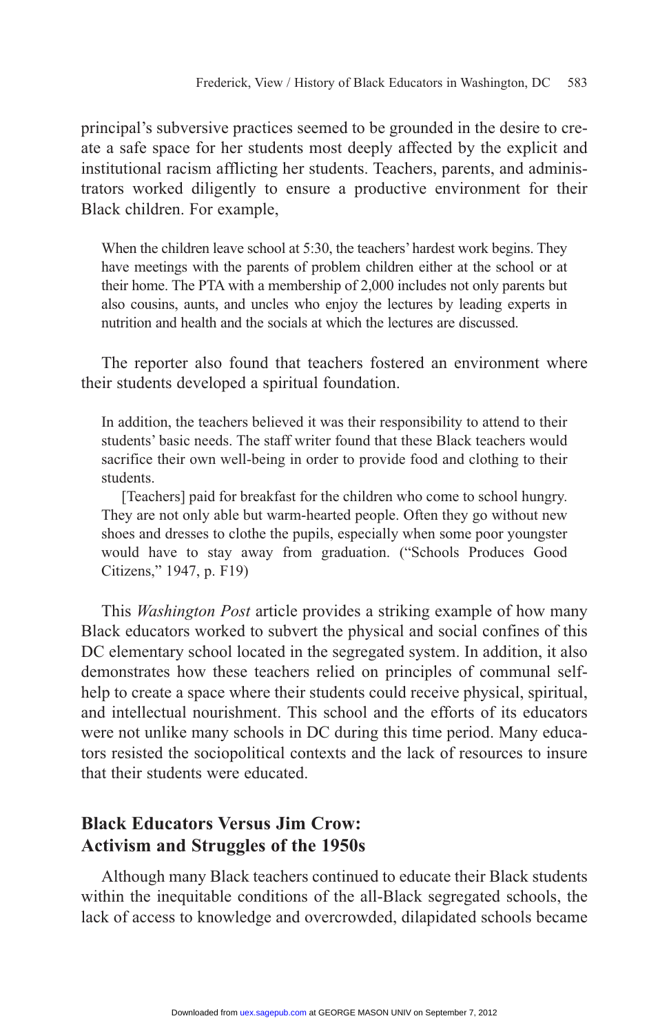principal's subversive practices seemed to be grounded in the desire to create a safe space for her students most deeply affected by the explicit and institutional racism afflicting her students. Teachers, parents, and administrators worked diligently to ensure a productive environment for their Black children. For example,

> When the children leave school at 5:30, the teachers' hardest work begins. They have meetings with the parents of problem children either at the school or at their home. The PTA with a membership of 2,000 includes not only parents but also cousins, aunts, and uncles who enjoy the lectures by leading experts in nutrition and health and the socials at which the lectures are discussed.

The reporter also found that teachers fostered an environment where their students developed a spiritual foundation.

> In addition, the teachers believed it was their responsibility to attend to their students' basic needs. The staff writer found that these Black teachers would sacrifice their own well-being in order to provide food and clothing to their students.
>
> [Teachers] paid for breakfast for the children who come to school hungry. They are not only able but warm-hearted people. Often they go without new shoes and dresses to clothe the pupils, especially when some poor youngster would have to stay away from graduation. ("Schools Produces Good Citizens," 1947, p. F19)

This *Washington Post* article provides a striking example of how many Black educators worked to subvert the physical and social confines of this DC elementary school located in the segregated system. In addition, it also demonstrates how these teachers relied on principles of communal self-help to create a space where their students could receive physical, spiritual, and intellectual nourishment. This school and the efforts of its educators were not unlike many schools in DC during this time period. Many educators resisted the sociopolitical contexts and the lack of resources to insure that their students were educated.

## Black Educators Versus Jim Crow: Activism and Struggles of the 1950s

Although many Black teachers continued to educate their Black students within the inequitable conditions of the all-Black segregated schools, the lack of access to knowledge and overcrowded, dilapidated schools became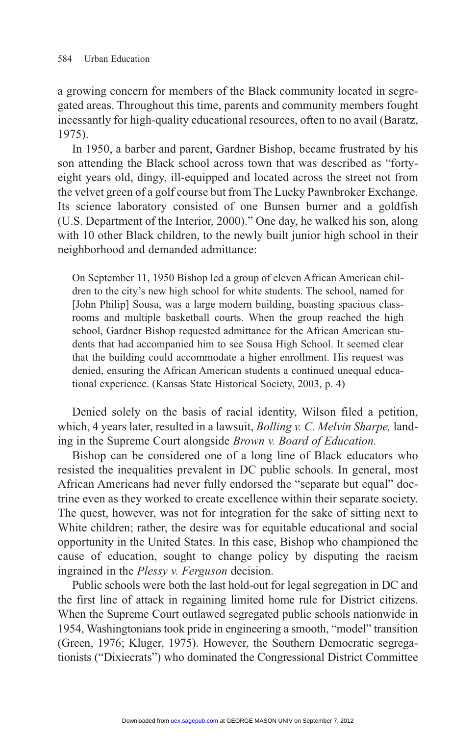a growing concern for members of the Black community located in segregated areas. Throughout this time, parents and community members fought incessantly for high-quality educational resources, often to no avail (Baratz, 1975).

In 1950, a barber and parent, Gardner Bishop, became frustrated by his son attending the Black school across town that was described as "forty-eight years old, dingy, ill-equipped and located across the street not from the velvet green of a golf course but from The Lucky Pawnbroker Exchange. Its science laboratory consisted of one Bunsen burner and a goldfish (U.S. Department of the Interior, 2000)." One day, he walked his son, along with 10 other Black children, to the newly built junior high school in their neighborhood and demanded admittance:

> On September 11, 1950 Bishop led a group of eleven African American children to the city's new high school for white students. The school, named for [John Philip] Sousa, was a large modern building, boasting spacious classrooms and multiple basketball courts. When the group reached the high school, Gardner Bishop requested admittance for the African American students that had accompanied him to see Sousa High School. It seemed clear that the building could accommodate a higher enrollment. His request was denied, ensuring the African American students a continued unequal educational experience. (Kansas State Historical Society, 2003, p. 4)

Denied solely on the basis of racial identity, Wilson filed a petition, which, 4 years later, resulted in a lawsuit, *Bolling v. C. Melvin Sharpe,* landing in the Supreme Court alongside *Brown v. Board of Education.*

Bishop can be considered one of a long line of Black educators who resisted the inequalities prevalent in DC public schools. In general, most African Americans had never fully endorsed the "separate but equal" doctrine even as they worked to create excellence within their separate society. The quest, however, was not for integration for the sake of sitting next to White children; rather, the desire was for equitable educational and social opportunity in the United States. In this case, Bishop who championed the cause of education, sought to change policy by disputing the racism ingrained in the *Plessy v. Ferguson* decision.

Public schools were both the last hold-out for legal segregation in DC and the first line of attack in regaining limited home rule for District citizens. When the Supreme Court outlawed segregated public schools nationwide in 1954, Washingtonians took pride in engineering a smooth, "model" transition (Green, 1976; Kluger, 1975). However, the Southern Democratic segregationists ("Dixiecrats") who dominated the Congressional District Committee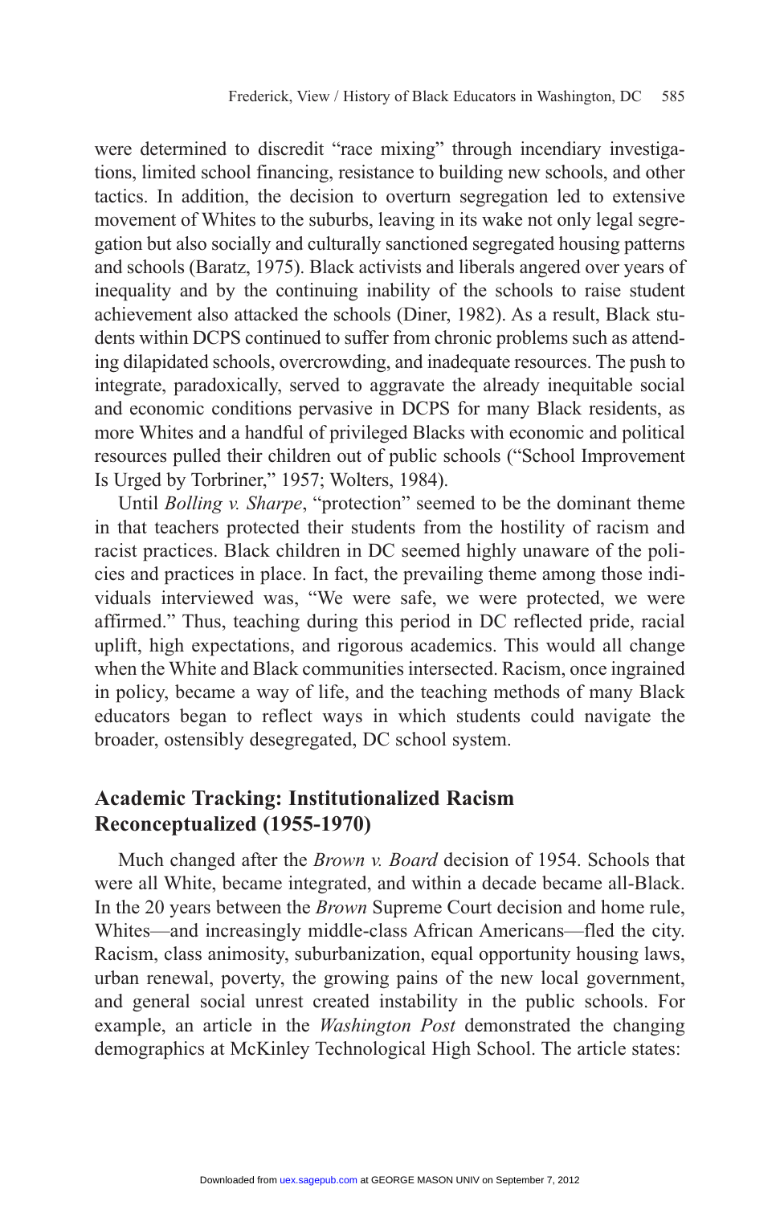were determined to discredit "race mixing" through incendiary investigations, limited school financing, resistance to building new schools, and other tactics. In addition, the decision to overturn segregation led to extensive movement of Whites to the suburbs, leaving in its wake not only legal segregation but also socially and culturally sanctioned segregated housing patterns and schools (Baratz, 1975). Black activists and liberals angered over years of inequality and by the continuing inability of the schools to raise student achievement also attacked the schools (Diner, 1982). As a result, Black students within DCPS continued to suffer from chronic problems such as attending dilapidated schools, overcrowding, and inadequate resources. The push to integrate, paradoxically, served to aggravate the already inequitable social and economic conditions pervasive in DCPS for many Black residents, as more Whites and a handful of privileged Blacks with economic and political resources pulled their children out of public schools ("School Improvement Is Urged by Torbriner," 1957; Wolters, 1984).

Until *Bolling v. Sharpe*, "protection" seemed to be the dominant theme in that teachers protected their students from the hostility of racism and racist practices. Black children in DC seemed highly unaware of the policies and practices in place. In fact, the prevailing theme among those individuals interviewed was, "We were safe, we were protected, we were affirmed." Thus, teaching during this period in DC reflected pride, racial uplift, high expectations, and rigorous academics. This would all change when the White and Black communities intersected. Racism, once ingrained in policy, became a way of life, and the teaching methods of many Black educators began to reflect ways in which students could navigate the broader, ostensibly desegregated, DC school system.

## Academic Tracking: Institutionalized Racism Reconceptualized (1955-1970)

Much changed after the *Brown v. Board* decision of 1954. Schools that were all White, became integrated, and within a decade became all-Black. In the 20 years between the *Brown* Supreme Court decision and home rule, Whites—and increasingly middle-class African Americans—fled the city. Racism, class animosity, suburbanization, equal opportunity housing laws, urban renewal, poverty, the growing pains of the new local government, and general social unrest created instability in the public schools. For example, an article in the *Washington Post* demonstrated the changing demographics at McKinley Technological High School. The article states: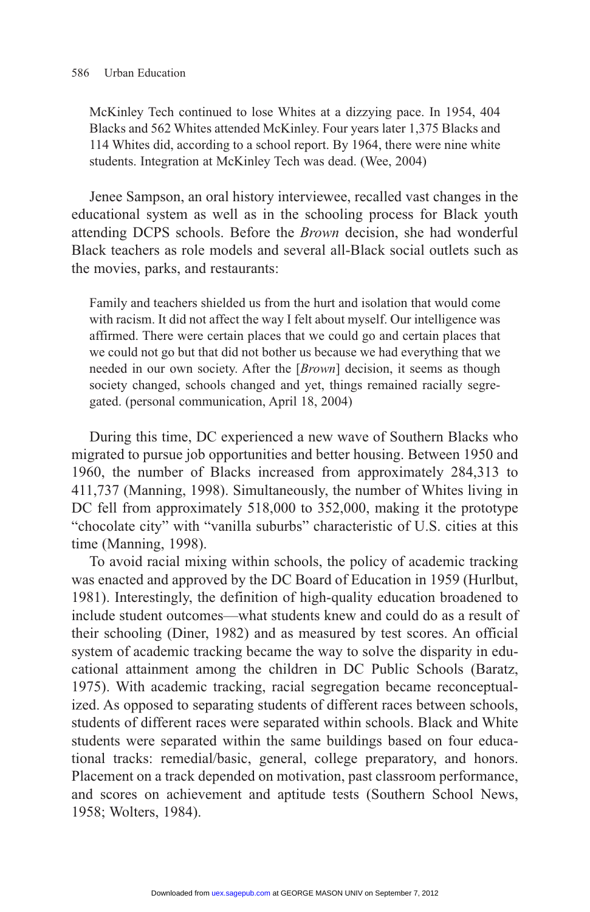> McKinley Tech continued to lose Whites at a dizzying pace. In 1954, 404 Blacks and 562 Whites attended McKinley. Four years later 1,375 Blacks and 114 Whites did, according to a school report. By 1964, there were nine white students. Integration at McKinley Tech was dead. (Wee, 2004)

Jenee Sampson, an oral history interviewee, recalled vast changes in the educational system as well as in the schooling process for Black youth attending DCPS schools. Before the *Brown* decision, she had wonderful Black teachers as role models and several all-Black social outlets such as the movies, parks, and restaurants:

> Family and teachers shielded us from the hurt and isolation that would come with racism. It did not affect the way I felt about myself. Our intelligence was affirmed. There were certain places that we could go and certain places that we could not go but that did not bother us because we had everything that we needed in our own society. After the [*Brown*] decision, it seems as though society changed, schools changed and yet, things remained racially segregated. (personal communication, April 18, 2004)

During this time, DC experienced a new wave of Southern Blacks who migrated to pursue job opportunities and better housing. Between 1950 and 1960, the number of Blacks increased from approximately 284,313 to 411,737 (Manning, 1998). Simultaneously, the number of Whites living in DC fell from approximately 518,000 to 352,000, making it the prototype "chocolate city" with "vanilla suburbs" characteristic of U.S. cities at this time (Manning, 1998).

To avoid racial mixing within schools, the policy of academic tracking was enacted and approved by the DC Board of Education in 1959 (Hurlbut, 1981). Interestingly, the definition of high-quality education broadened to include student outcomes—what students knew and could do as a result of their schooling (Diner, 1982) and as measured by test scores. An official system of academic tracking became the way to solve the disparity in educational attainment among the children in DC Public Schools (Baratz, 1975). With academic tracking, racial segregation became reconceptualized. As opposed to separating students of different races between schools, students of different races were separated within schools. Black and White students were separated within the same buildings based on four educational tracks: remedial/basic, general, college preparatory, and honors. Placement on a track depended on motivation, past classroom performance, and scores on achievement and aptitude tests (Southern School News, 1958; Wolters, 1984).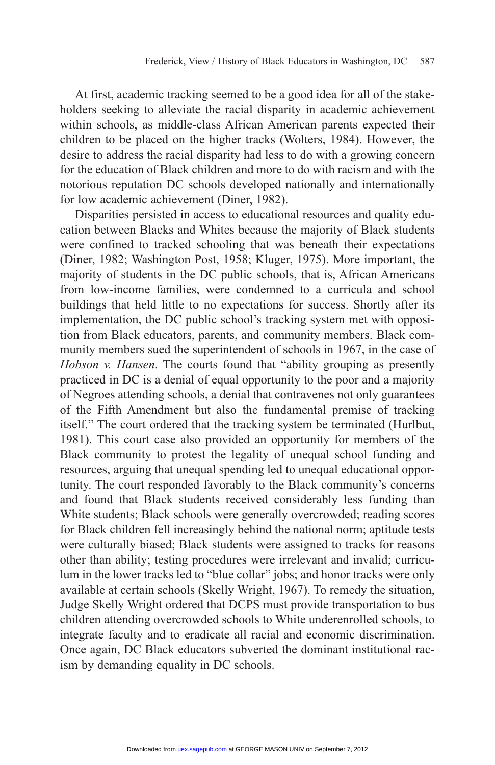At first, academic tracking seemed to be a good idea for all of the stakeholders seeking to alleviate the racial disparity in academic achievement within schools, as middle-class African American parents expected their children to be placed on the higher tracks (Wolters, 1984). However, the desire to address the racial disparity had less to do with a growing concern for the education of Black children and more to do with racism and with the notorious reputation DC schools developed nationally and internationally for low academic achievement (Diner, 1982).

Disparities persisted in access to educational resources and quality education between Blacks and Whites because the majority of Black students were confined to tracked schooling that was beneath their expectations (Diner, 1982; Washington Post, 1958; Kluger, 1975). More important, the majority of students in the DC public schools, that is, African Americans from low-income families, were condemned to a curricula and school buildings that held little to no expectations for success. Shortly after its implementation, the DC public school's tracking system met with opposition from Black educators, parents, and community members. Black community members sued the superintendent of schools in 1967, in the case of *Hobson v. Hansen*. The courts found that "ability grouping as presently practiced in DC is a denial of equal opportunity to the poor and a majority of Negroes attending schools, a denial that contravenes not only guarantees of the Fifth Amendment but also the fundamental premise of tracking itself." The court ordered that the tracking system be terminated (Hurlbut, 1981). This court case also provided an opportunity for members of the Black community to protest the legality of unequal school funding and resources, arguing that unequal spending led to unequal educational opportunity. The court responded favorably to the Black community's concerns and found that Black students received considerably less funding than White students; Black schools were generally overcrowded; reading scores for Black children fell increasingly behind the national norm; aptitude tests were culturally biased; Black students were assigned to tracks for reasons other than ability; testing procedures were irrelevant and invalid; curriculum in the lower tracks led to "blue collar" jobs; and honor tracks were only available at certain schools (Skelly Wright, 1967). To remedy the situation, Judge Skelly Wright ordered that DCPS must provide transportation to bus children attending overcrowded schools to White underenrolled schools, to integrate faculty and to eradicate all racial and economic discrimination. Once again, DC Black educators subverted the dominant institutional racism by demanding equality in DC schools.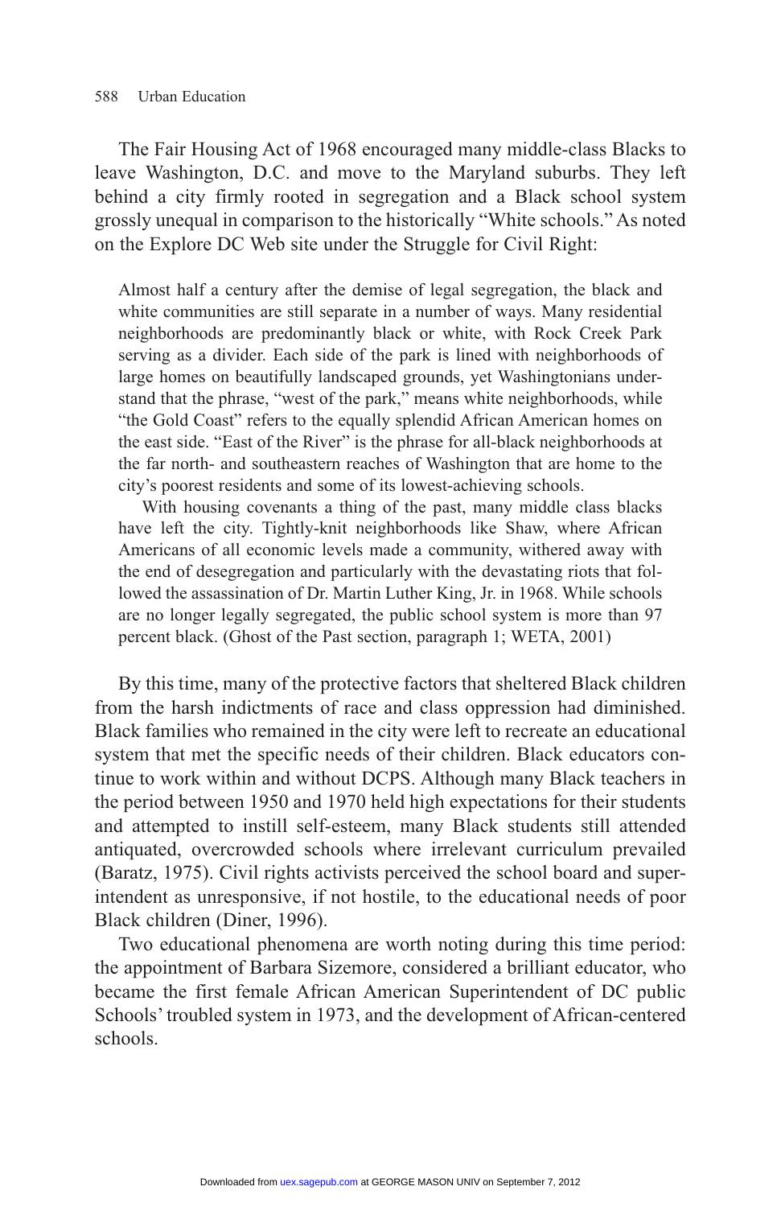The Fair Housing Act of 1968 encouraged many middle-class Blacks to leave Washington, D.C. and move to the Maryland suburbs. They left behind a city firmly rooted in segregation and a Black school system grossly unequal in comparison to the historically "White schools." As noted on the Explore DC Web site under the Struggle for Civil Right:

> Almost half a century after the demise of legal segregation, the black and white communities are still separate in a number of ways. Many residential neighborhoods are predominantly black or white, with Rock Creek Park serving as a divider. Each side of the park is lined with neighborhoods of large homes on beautifully landscaped grounds, yet Washingtonians understand that the phrase, "west of the park," means white neighborhoods, while "the Gold Coast" refers to the equally splendid African American homes on the east side. "East of the River" is the phrase for all-black neighborhoods at the far north- and southeastern reaches of Washington that are home to the city's poorest residents and some of its lowest-achieving schools.
>
> With housing covenants a thing of the past, many middle class blacks have left the city. Tightly-knit neighborhoods like Shaw, where African Americans of all economic levels made a community, withered away with the end of desegregation and particularly with the devastating riots that followed the assassination of Dr. Martin Luther King, Jr. in 1968. While schools are no longer legally segregated, the public school system is more than 97 percent black. (Ghost of the Past section, paragraph 1; WETA, 2001)

By this time, many of the protective factors that sheltered Black children from the harsh indictments of race and class oppression had diminished. Black families who remained in the city were left to recreate an educational system that met the specific needs of their children. Black educators continue to work within and without DCPS. Although many Black teachers in the period between 1950 and 1970 held high expectations for their students and attempted to instill self-esteem, many Black students still attended antiquated, overcrowded schools where irrelevant curriculum prevailed (Baratz, 1975). Civil rights activists perceived the school board and superintendent as unresponsive, if not hostile, to the educational needs of poor Black children (Diner, 1996).

Two educational phenomena are worth noting during this time period: the appointment of Barbara Sizemore, considered a brilliant educator, who became the first female African American Superintendent of DC public Schools' troubled system in 1973, and the development of African-centered schools.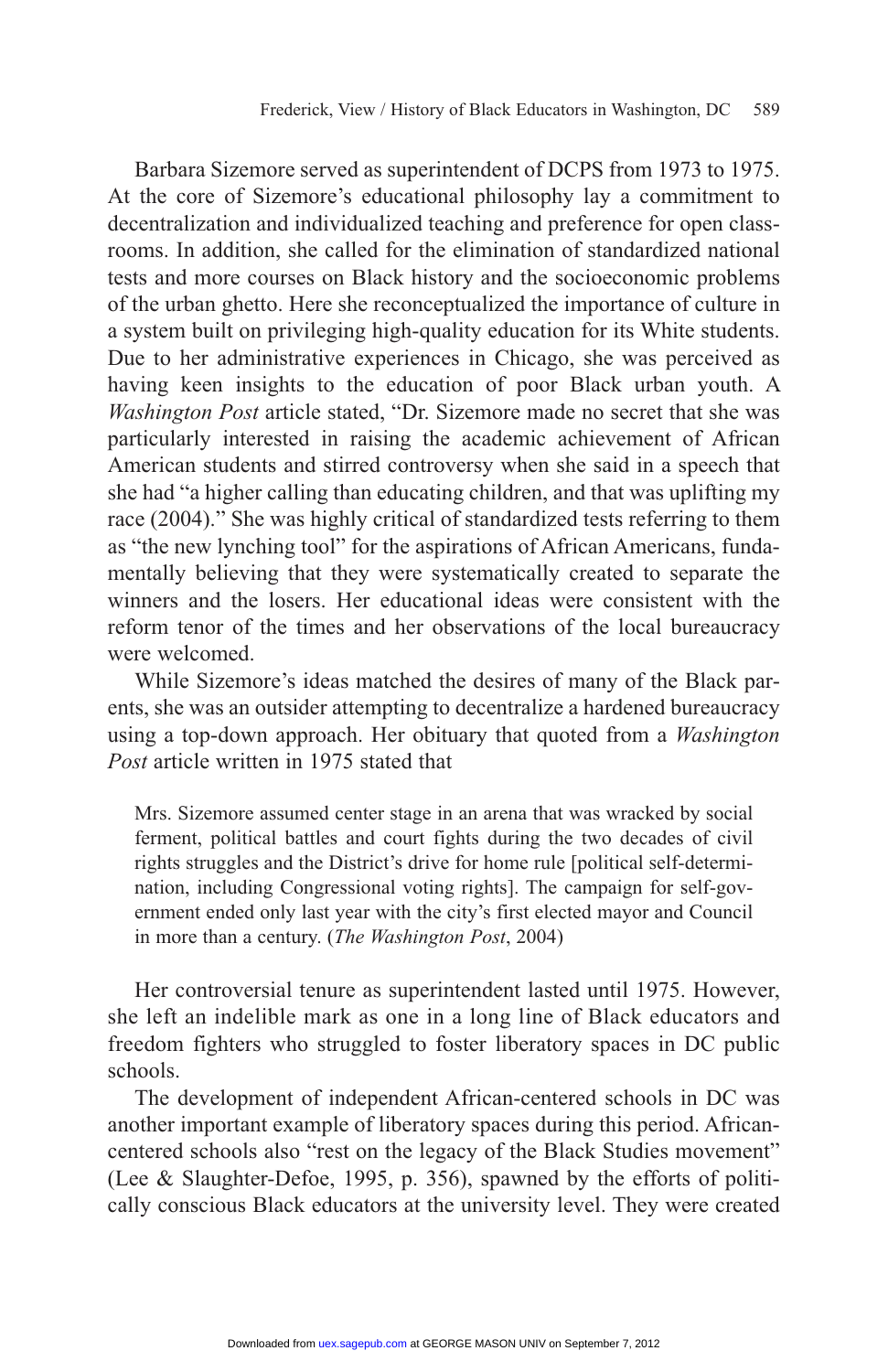Barbara Sizemore served as superintendent of DCPS from 1973 to 1975. At the core of Sizemore's educational philosophy lay a commitment to decentralization and individualized teaching and preference for open classrooms. In addition, she called for the elimination of standardized national tests and more courses on Black history and the socioeconomic problems of the urban ghetto. Here she reconceptualized the importance of culture in a system built on privileging high-quality education for its White students. Due to her administrative experiences in Chicago, she was perceived as having keen insights to the education of poor Black urban youth. A *Washington Post* article stated, "Dr. Sizemore made no secret that she was particularly interested in raising the academic achievement of African American students and stirred controversy when she said in a speech that she had "a higher calling than educating children, and that was uplifting my race (2004)." She was highly critical of standardized tests referring to them as "the new lynching tool" for the aspirations of African Americans, fundamentally believing that they were systematically created to separate the winners and the losers. Her educational ideas were consistent with the reform tenor of the times and her observations of the local bureaucracy were welcomed.

While Sizemore's ideas matched the desires of many of the Black parents, she was an outsider attempting to decentralize a hardened bureaucracy using a top-down approach. Her obituary that quoted from a *Washington Post* article written in 1975 stated that

> Mrs. Sizemore assumed center stage in an arena that was wracked by social ferment, political battles and court fights during the two decades of civil rights struggles and the District's drive for home rule [political self-determination, including Congressional voting rights]. The campaign for self-government ended only last year with the city's first elected mayor and Council in more than a century. (*The Washington Post*, 2004)

Her controversial tenure as superintendent lasted until 1975. However, she left an indelible mark as one in a long line of Black educators and freedom fighters who struggled to foster liberatory spaces in DC public schools.

The development of independent African-centered schools in DC was another important example of liberatory spaces during this period. African-centered schools also "rest on the legacy of the Black Studies movement" (Lee & Slaughter-Defoe, 1995, p. 356), spawned by the efforts of politically conscious Black educators at the university level. They were created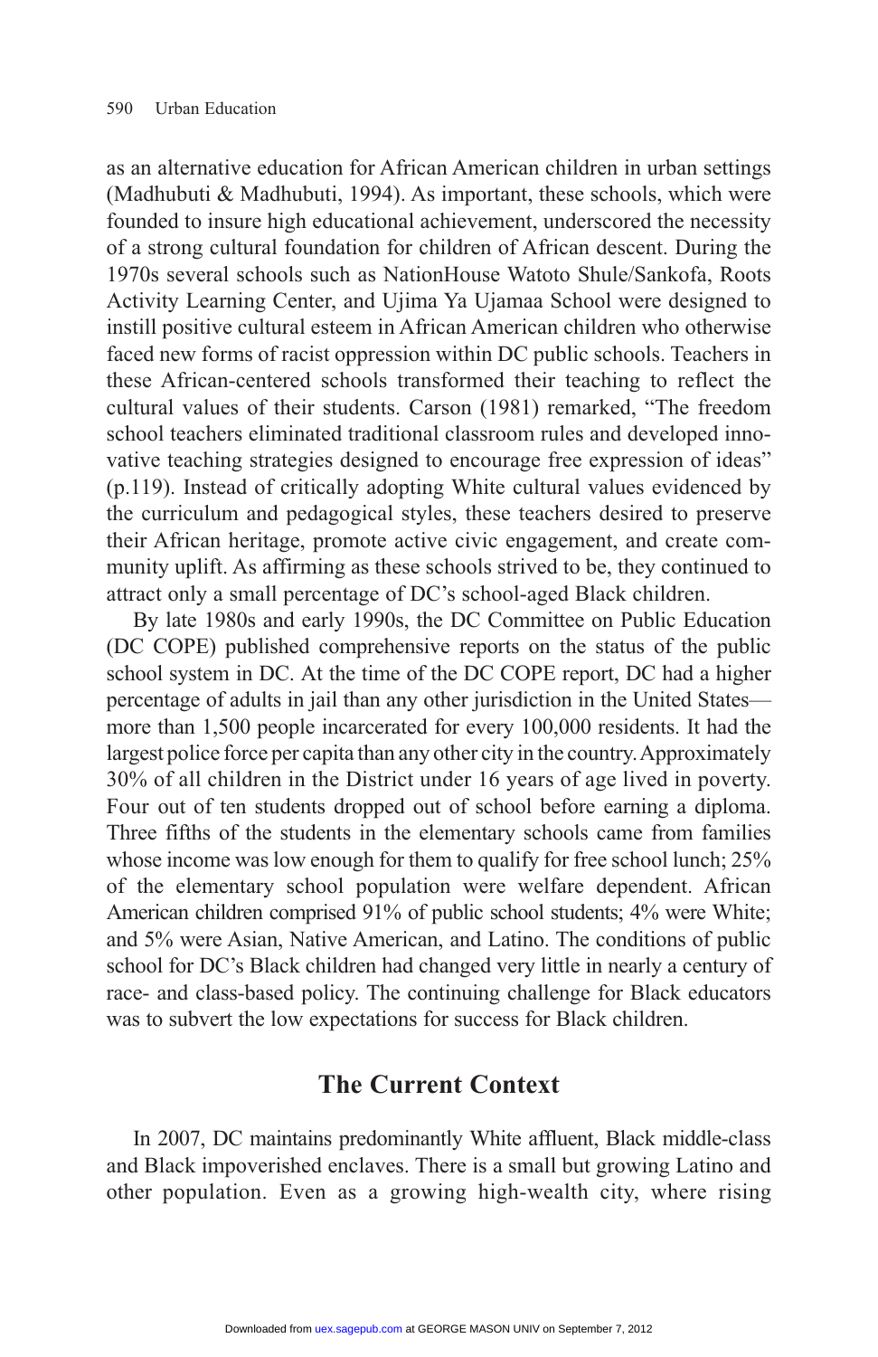as an alternative education for African American children in urban settings (Madhubuti & Madhubuti, 1994). As important, these schools, which were founded to insure high educational achievement, underscored the necessity of a strong cultural foundation for children of African descent. During the 1970s several schools such as NationHouse Watoto Shule/Sankofa, Roots Activity Learning Center, and Ujima Ya Ujamaa School were designed to instill positive cultural esteem in African American children who otherwise faced new forms of racist oppression within DC public schools. Teachers in these African-centered schools transformed their teaching to reflect the cultural values of their students. Carson (1981) remarked, "The freedom school teachers eliminated traditional classroom rules and developed innovative teaching strategies designed to encourage free expression of ideas" (p.119). Instead of critically adopting White cultural values evidenced by the curriculum and pedagogical styles, these teachers desired to preserve their African heritage, promote active civic engagement, and create community uplift. As affirming as these schools strived to be, they continued to attract only a small percentage of DC's school-aged Black children.

By late 1980s and early 1990s, the DC Committee on Public Education (DC COPE) published comprehensive reports on the status of the public school system in DC. At the time of the DC COPE report, DC had a higher percentage of adults in jail than any other jurisdiction in the United States—more than 1,500 people incarcerated for every 100,000 residents. It had the largest police force per capita than any other city in the country. Approximately 30% of all children in the District under 16 years of age lived in poverty. Four out of ten students dropped out of school before earning a diploma. Three fifths of the students in the elementary schools came from families whose income was low enough for them to qualify for free school lunch; 25% of the elementary school population were welfare dependent. African American children comprised 91% of public school students; 4% were White; and 5% were Asian, Native American, and Latino. The conditions of public school for DC's Black children had changed very little in nearly a century of race- and class-based policy. The continuing challenge for Black educators was to subvert the low expectations for success for Black children.

## The Current Context

In 2007, DC maintains predominantly White affluent, Black middle-class and Black impoverished enclaves. There is a small but growing Latino and other population. Even as a growing high-wealth city, where rising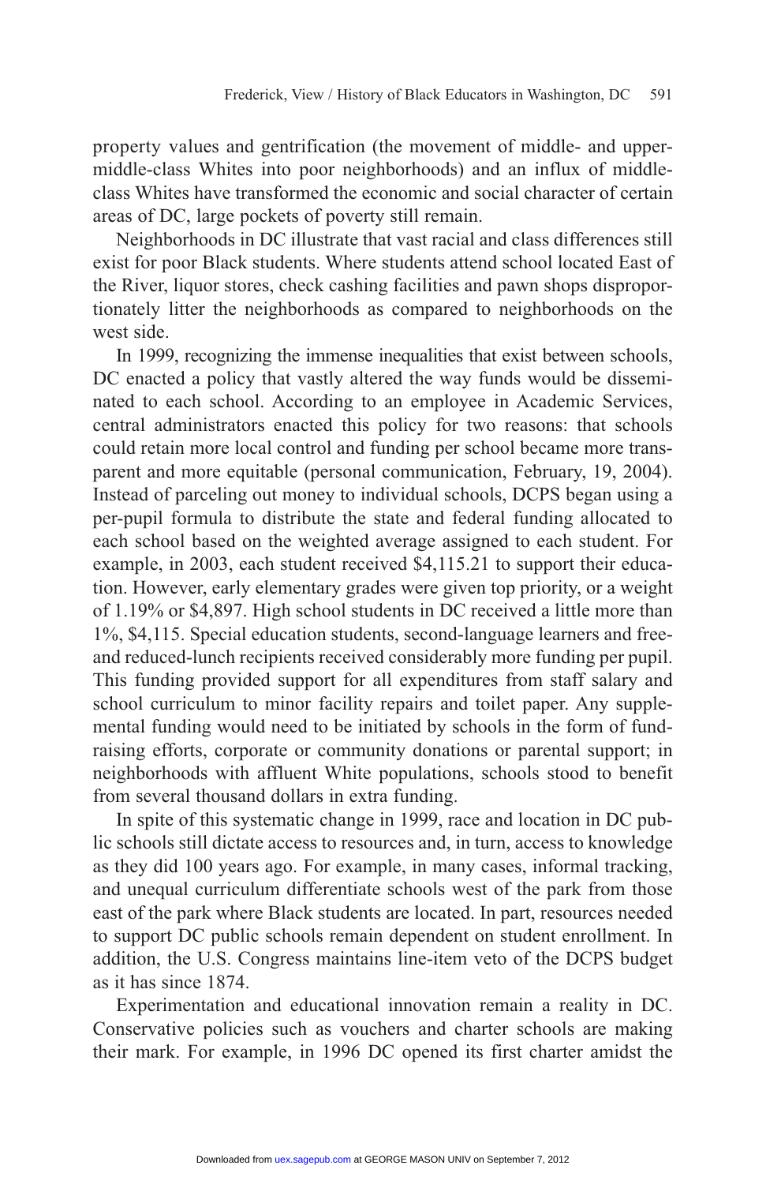property values and gentrification (the movement of middle- and upper-middle-class Whites into poor neighborhoods) and an influx of middle-class Whites have transformed the economic and social character of certain areas of DC, large pockets of poverty still remain.

Neighborhoods in DC illustrate that vast racial and class differences still exist for poor Black students. Where students attend school located East of the River, liquor stores, check cashing facilities and pawn shops disproportionately litter the neighborhoods as compared to neighborhoods on the west side.

In 1999, recognizing the immense inequalities that exist between schools, DC enacted a policy that vastly altered the way funds would be disseminated to each school. According to an employee in Academic Services, central administrators enacted this policy for two reasons: that schools could retain more local control and funding per school became more transparent and more equitable (personal communication, February, 19, 2004). Instead of parceling out money to individual schools, DCPS began using a per-pupil formula to distribute the state and federal funding allocated to each school based on the weighted average assigned to each student. For example, in 2003, each student received $4,115.21 to support their education. However, early elementary grades were given top priority, or a weight of 1.19% or $4,897. High school students in DC received a little more than 1%, $4,115. Special education students, second-language learners and free- and reduced-lunch recipients received considerably more funding per pupil. This funding provided support for all expenditures from staff salary and school curriculum to minor facility repairs and toilet paper. Any supplemental funding would need to be initiated by schools in the form of fundraising efforts, corporate or community donations or parental support; in neighborhoods with affluent White populations, schools stood to benefit from several thousand dollars in extra funding.

In spite of this systematic change in 1999, race and location in DC public schools still dictate access to resources and, in turn, access to knowledge as they did 100 years ago. For example, in many cases, informal tracking, and unequal curriculum differentiate schools west of the park from those east of the park where Black students are located. In part, resources needed to support DC public schools remain dependent on student enrollment. In addition, the U.S. Congress maintains line-item veto of the DCPS budget as it has since 1874.

Experimentation and educational innovation remain a reality in DC. Conservative policies such as vouchers and charter schools are making their mark. For example, in 1996 DC opened its first charter amidst the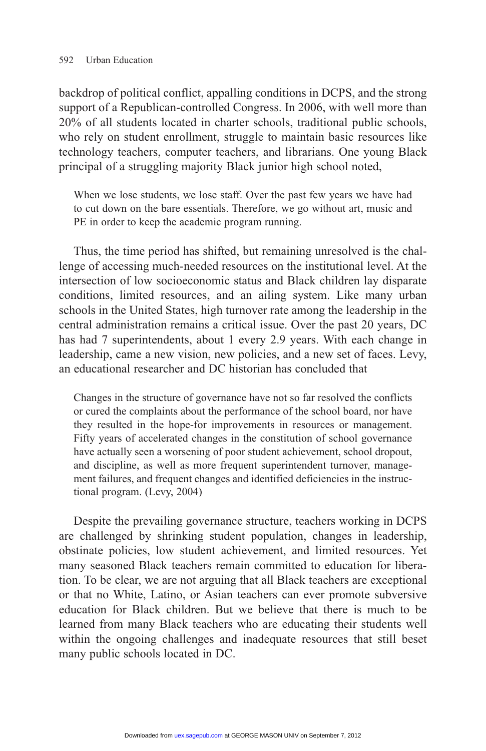backdrop of political conflict, appalling conditions in DCPS, and the strong support of a Republican-controlled Congress. In 2006, with well more than 20% of all students located in charter schools, traditional public schools, who rely on student enrollment, struggle to maintain basic resources like technology teachers, computer teachers, and librarians. One young Black principal of a struggling majority Black junior high school noted,

> When we lose students, we lose staff. Over the past few years we have had to cut down on the bare essentials. Therefore, we go without art, music and PE in order to keep the academic program running.

Thus, the time period has shifted, but remaining unresolved is the challenge of accessing much-needed resources on the institutional level. At the intersection of low socioeconomic status and Black children lay disparate conditions, limited resources, and an ailing system. Like many urban schools in the United States, high turnover rate among the leadership in the central administration remains a critical issue. Over the past 20 years, DC has had 7 superintendents, about 1 every 2.9 years. With each change in leadership, came a new vision, new policies, and a new set of faces. Levy, an educational researcher and DC historian has concluded that

> Changes in the structure of governance have not so far resolved the conflicts or cured the complaints about the performance of the school board, nor have they resulted in the hope-for improvements in resources or management. Fifty years of accelerated changes in the constitution of school governance have actually seen a worsening of poor student achievement, school dropout, and discipline, as well as more frequent superintendent turnover, management failures, and frequent changes and identified deficiencies in the instructional program. (Levy, 2004)

Despite the prevailing governance structure, teachers working in DCPS are challenged by shrinking student population, changes in leadership, obstinate policies, low student achievement, and limited resources. Yet many seasoned Black teachers remain committed to education for liberation. To be clear, we are not arguing that all Black teachers are exceptional or that no White, Latino, or Asian teachers can ever promote subversive education for Black children. But we believe that there is much to be learned from many Black teachers who are educating their students well within the ongoing challenges and inadequate resources that still beset many public schools located in DC.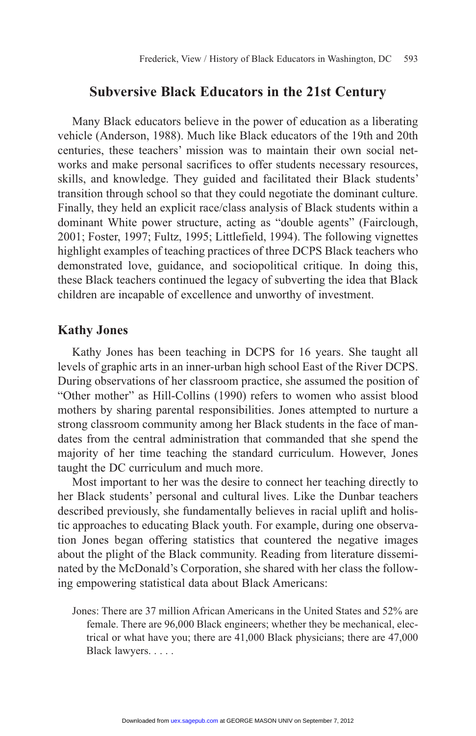## Subversive Black Educators in the 21st Century

Many Black educators believe in the power of education as a liberating vehicle (Anderson, 1988). Much like Black educators of the 19th and 20th centuries, these teachers' mission was to maintain their own social networks and make personal sacrifices to offer students necessary resources, skills, and knowledge. They guided and facilitated their Black students' transition through school so that they could negotiate the dominant culture. Finally, they held an explicit race/class analysis of Black students within a dominant White power structure, acting as "double agents" (Fairclough, 2001; Foster, 1997; Fultz, 1995; Littlefield, 1994). The following vignettes highlight examples of teaching practices of three DCPS Black teachers who demonstrated love, guidance, and sociopolitical critique. In doing this, these Black teachers continued the legacy of subverting the idea that Black children are incapable of excellence and unworthy of investment.

### Kathy Jones

Kathy Jones has been teaching in DCPS for 16 years. She taught all levels of graphic arts in an inner-urban high school East of the River DCPS. During observations of her classroom practice, she assumed the position of "Other mother" as Hill-Collins (1990) refers to women who assist blood mothers by sharing parental responsibilities. Jones attempted to nurture a strong classroom community among her Black students in the face of mandates from the central administration that commanded that she spend the majority of her time teaching the standard curriculum. However, Jones taught the DC curriculum and much more.

Most important to her was the desire to connect her teaching directly to her Black students' personal and cultural lives. Like the Dunbar teachers described previously, she fundamentally believes in racial uplift and holistic approaches to educating Black youth. For example, during one observation Jones began offering statistics that countered the negative images about the plight of the Black community. Reading from literature disseminated by the McDonald's Corporation, she shared with her class the following empowering statistical data about Black Americans:

> Jones: There are 37 million African Americans in the United States and 52% are female. There are 96,000 Black engineers; whether they be mechanical, electrical or what have you; there are 41,000 Black physicians; there are 47,000 Black lawyers. . . . .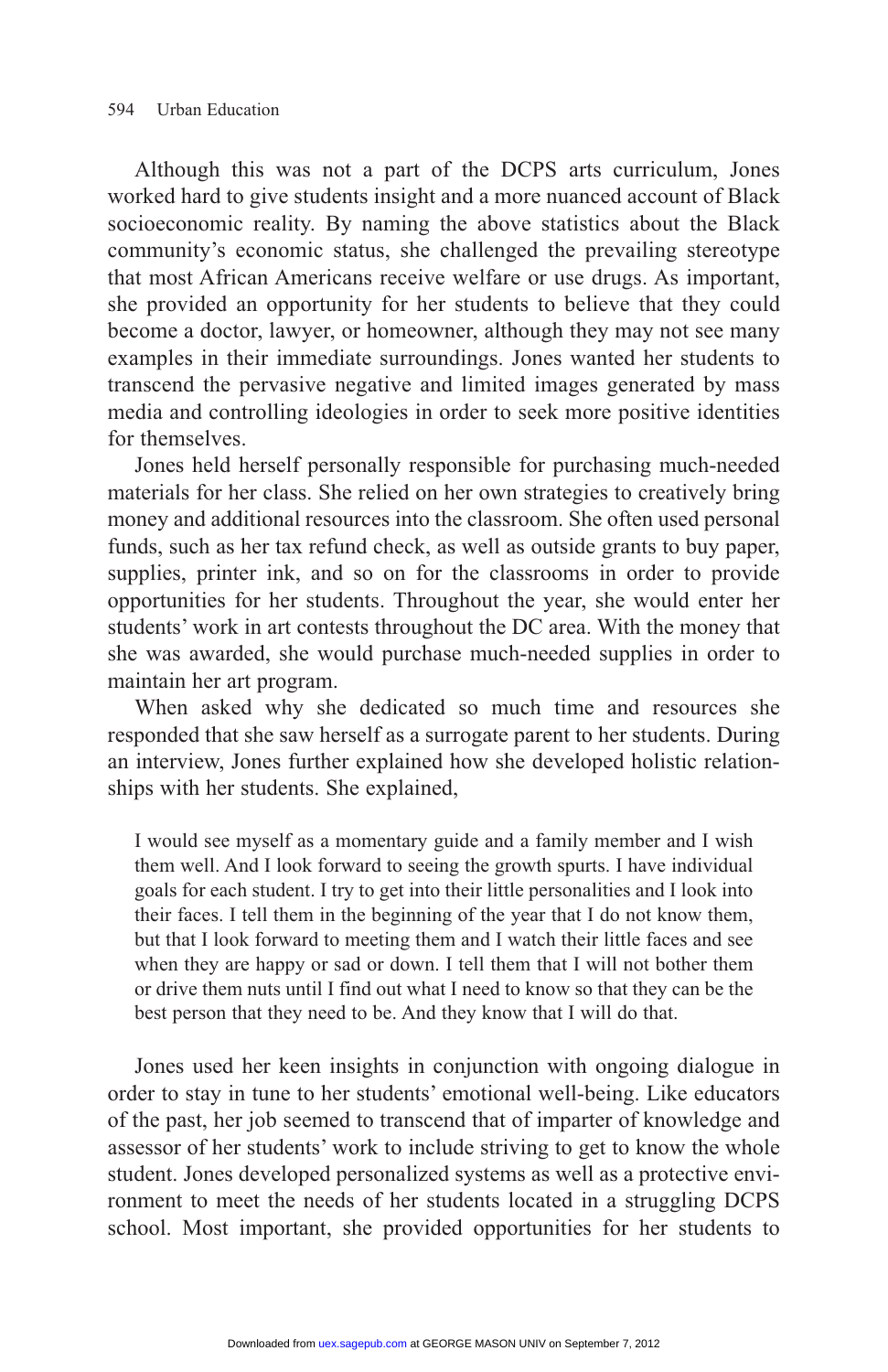Although this was not a part of the DCPS arts curriculum, Jones worked hard to give students insight and a more nuanced account of Black socioeconomic reality. By naming the above statistics about the Black community's economic status, she challenged the prevailing stereotype that most African Americans receive welfare or use drugs. As important, she provided an opportunity for her students to believe that they could become a doctor, lawyer, or homeowner, although they may not see many examples in their immediate surroundings. Jones wanted her students to transcend the pervasive negative and limited images generated by mass media and controlling ideologies in order to seek more positive identities for themselves.

Jones held herself personally responsible for purchasing much-needed materials for her class. She relied on her own strategies to creatively bring money and additional resources into the classroom. She often used personal funds, such as her tax refund check, as well as outside grants to buy paper, supplies, printer ink, and so on for the classrooms in order to provide opportunities for her students. Throughout the year, she would enter her students' work in art contests throughout the DC area. With the money that she was awarded, she would purchase much-needed supplies in order to maintain her art program.

When asked why she dedicated so much time and resources she responded that she saw herself as a surrogate parent to her students. During an interview, Jones further explained how she developed holistic relationships with her students. She explained,

> I would see myself as a momentary guide and a family member and I wish them well. And I look forward to seeing the growth spurts. I have individual goals for each student. I try to get into their little personalities and I look into their faces. I tell them in the beginning of the year that I do not know them, but that I look forward to meeting them and I watch their little faces and see when they are happy or sad or down. I tell them that I will not bother them or drive them nuts until I find out what I need to know so that they can be the best person that they need to be. And they know that I will do that.

Jones used her keen insights in conjunction with ongoing dialogue in order to stay in tune to her students' emotional well-being. Like educators of the past, her job seemed to transcend that of imparter of knowledge and assessor of her students' work to include striving to get to know the whole student. Jones developed personalized systems as well as a protective environment to meet the needs of her students located in a struggling DCPS school. Most important, she provided opportunities for her students to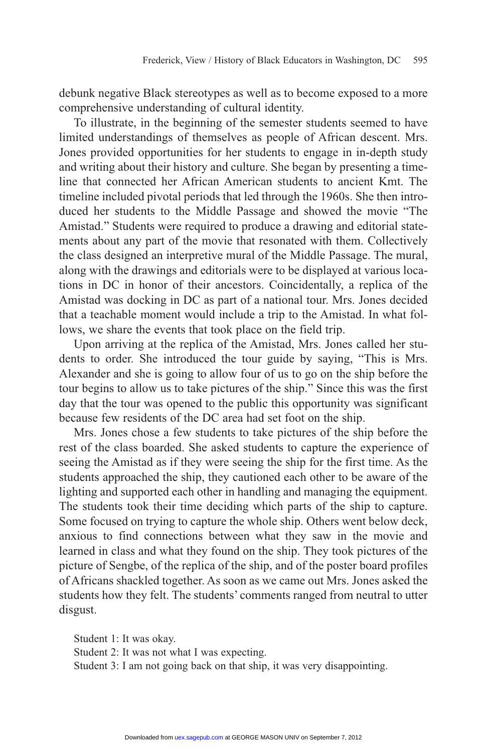debunk negative Black stereotypes as well as to become exposed to a more comprehensive understanding of cultural identity.

To illustrate, in the beginning of the semester students seemed to have limited understandings of themselves as people of African descent. Mrs. Jones provided opportunities for her students to engage in in-depth study and writing about their history and culture. She began by presenting a timeline that connected her African American students to ancient Kmt. The timeline included pivotal periods that led through the 1960s. She then introduced her students to the Middle Passage and showed the movie "The Amistad." Students were required to produce a drawing and editorial statements about any part of the movie that resonated with them. Collectively the class designed an interpretive mural of the Middle Passage. The mural, along with the drawings and editorials were to be displayed at various locations in DC in honor of their ancestors. Coincidentally, a replica of the Amistad was docking in DC as part of a national tour. Mrs. Jones decided that a teachable moment would include a trip to the Amistad. In what follows, we share the events that took place on the field trip.

Upon arriving at the replica of the Amistad, Mrs. Jones called her students to order. She introduced the tour guide by saying, "This is Mrs. Alexander and she is going to allow four of us to go on the ship before the tour begins to allow us to take pictures of the ship." Since this was the first day that the tour was opened to the public this opportunity was significant because few residents of the DC area had set foot on the ship.

Mrs. Jones chose a few students to take pictures of the ship before the rest of the class boarded. She asked students to capture the experience of seeing the Amistad as if they were seeing the ship for the first time. As the students approached the ship, they cautioned each other to be aware of the lighting and supported each other in handling and managing the equipment. The students took their time deciding which parts of the ship to capture. Some focused on trying to capture the whole ship. Others went below deck, anxious to find connections between what they saw in the movie and learned in class and what they found on the ship. They took pictures of the picture of Sengbe, of the replica of the ship, and of the poster board profiles of Africans shackled together. As soon as we came out Mrs. Jones asked the students how they felt. The students' comments ranged from neutral to utter disgust.

Student 1: It was okay.
Student 2: It was not what I was expecting.
Student 3: I am not going back on that ship, it was very disappointing.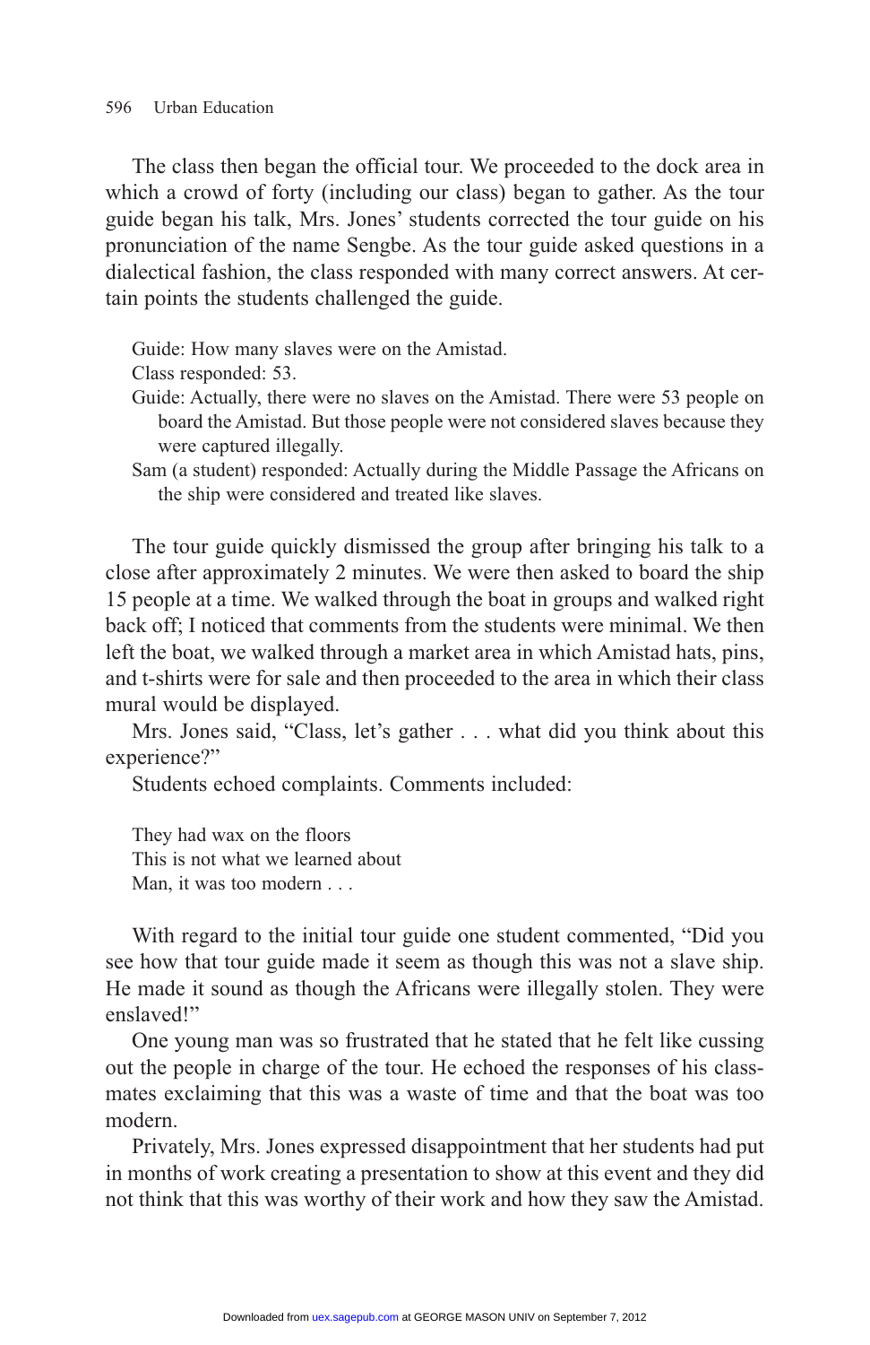The class then began the official tour. We proceeded to the dock area in which a crowd of forty (including our class) began to gather. As the tour guide began his talk, Mrs. Jones' students corrected the tour guide on his pronunciation of the name Sengbe. As the tour guide asked questions in a dialectical fashion, the class responded with many correct answers. At certain points the students challenged the guide.

> Guide: How many slaves were on the Amistad.
> Class responded: 53.
> Guide: Actually, there were no slaves on the Amistad. There were 53 people on board the Amistad. But those people were not considered slaves because they were captured illegally.
> Sam (a student) responded: Actually during the Middle Passage the Africans on the ship were considered and treated like slaves.

The tour guide quickly dismissed the group after bringing his talk to a close after approximately 2 minutes. We were then asked to board the ship 15 people at a time. We walked through the boat in groups and walked right back off; I noticed that comments from the students were minimal. We then left the boat, we walked through a market area in which Amistad hats, pins, and t-shirts were for sale and then proceeded to the area in which their class mural would be displayed.

Mrs. Jones said, "Class, let's gather . . . what did you think about this experience?"

Students echoed complaints. Comments included:

> They had wax on the floors
> This is not what we learned about
> Man, it was too modern . . .

With regard to the initial tour guide one student commented, "Did you see how that tour guide made it seem as though this was not a slave ship. He made it sound as though the Africans were illegally stolen. They were enslaved!"

One young man was so frustrated that he stated that he felt like cussing out the people in charge of the tour. He echoed the responses of his classmates exclaiming that this was a waste of time and that the boat was too modern.

Privately, Mrs. Jones expressed disappointment that her students had put in months of work creating a presentation to show at this event and they did not think that this was worthy of their work and how they saw the Amistad.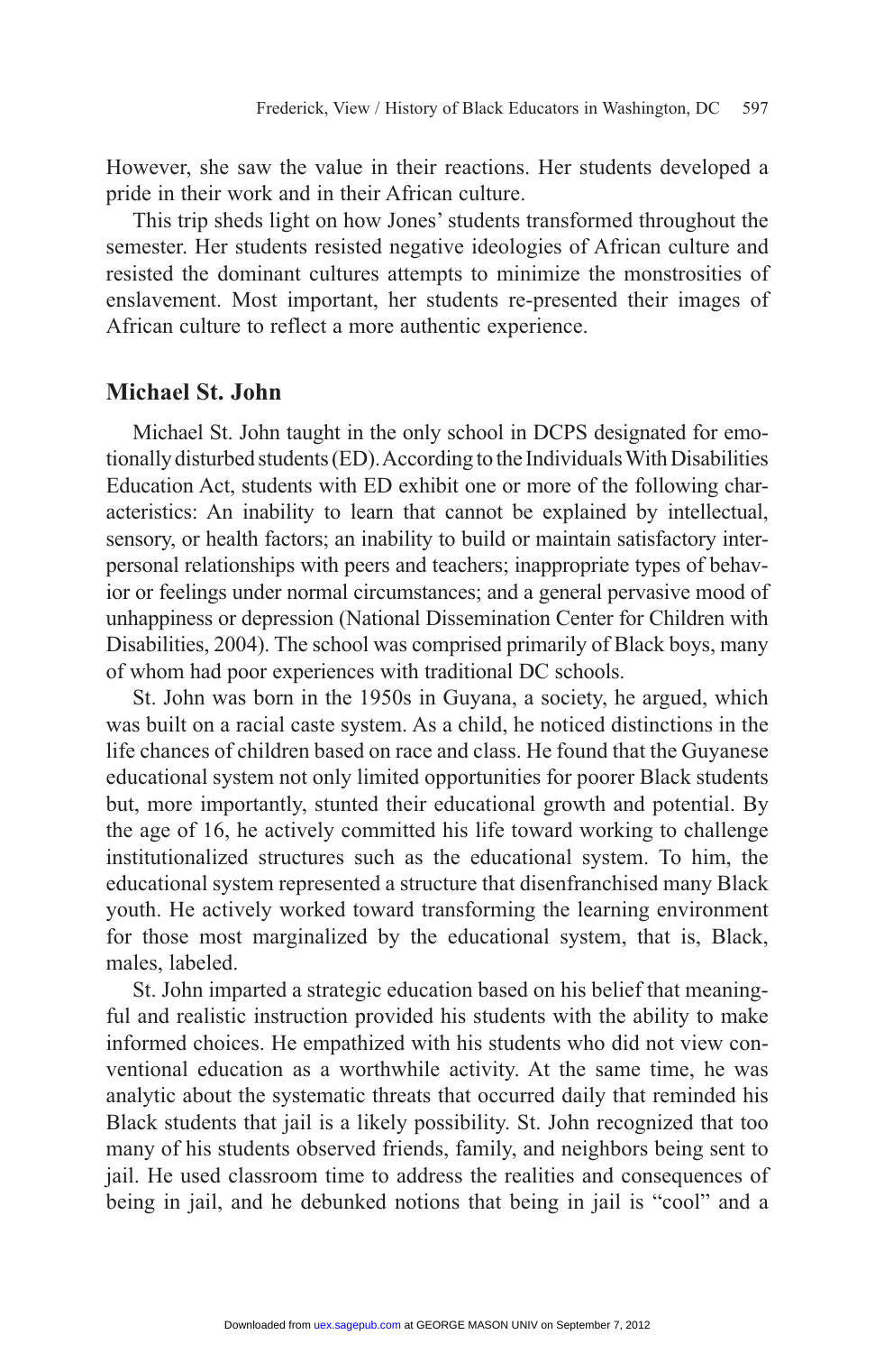However, she saw the value in their reactions. Her students developed a pride in their work and in their African culture.

This trip sheds light on how Jones' students transformed throughout the semester. Her students resisted negative ideologies of African culture and resisted the dominant cultures attempts to minimize the monstrosities of enslavement. Most important, her students re-presented their images of African culture to reflect a more authentic experience.

## Michael St. John

Michael St. John taught in the only school in DCPS designated for emotionally disturbed students (ED). According to the Individuals With Disabilities Education Act, students with ED exhibit one or more of the following characteristics: An inability to learn that cannot be explained by intellectual, sensory, or health factors; an inability to build or maintain satisfactory interpersonal relationships with peers and teachers; inappropriate types of behavior or feelings under normal circumstances; and a general pervasive mood of unhappiness or depression (National Dissemination Center for Children with Disabilities, 2004). The school was comprised primarily of Black boys, many of whom had poor experiences with traditional DC schools.

St. John was born in the 1950s in Guyana, a society, he argued, which was built on a racial caste system. As a child, he noticed distinctions in the life chances of children based on race and class. He found that the Guyanese educational system not only limited opportunities for poorer Black students but, more importantly, stunted their educational growth and potential. By the age of 16, he actively committed his life toward working to challenge institutionalized structures such as the educational system. To him, the educational system represented a structure that disenfranchised many Black youth. He actively worked toward transforming the learning environment for those most marginalized by the educational system, that is, Black, males, labeled.

St. John imparted a strategic education based on his belief that meaningful and realistic instruction provided his students with the ability to make informed choices. He empathized with his students who did not view conventional education as a worthwhile activity. At the same time, he was analytic about the systematic threats that occurred daily that reminded his Black students that jail is a likely possibility. St. John recognized that too many of his students observed friends, family, and neighbors being sent to jail. He used classroom time to address the realities and consequences of being in jail, and he debunked notions that being in jail is "cool" and a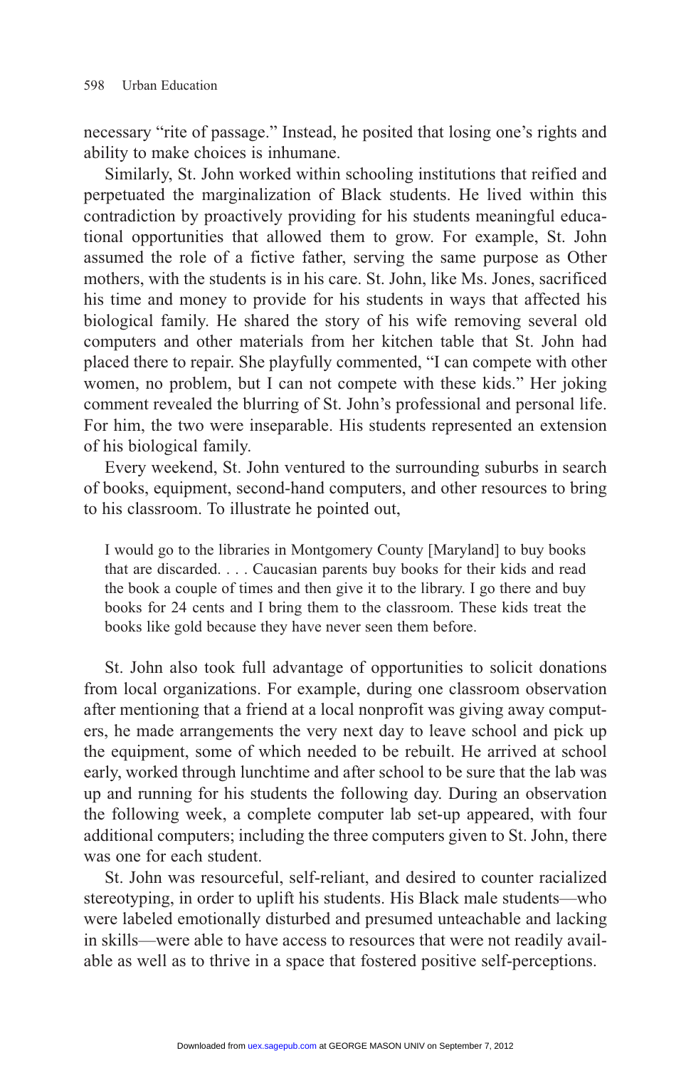necessary “rite of passage.” Instead, he posited that losing one’s rights and ability to make choices is inhumane.

Similarly, St. John worked within schooling institutions that reified and perpetuated the marginalization of Black students. He lived within this contradiction by proactively providing for his students meaningful educational opportunities that allowed them to grow. For example, St. John assumed the role of a fictive father, serving the same purpose as Other mothers, with the students is in his care. St. John, like Ms. Jones, sacrificed his time and money to provide for his students in ways that affected his biological family. He shared the story of his wife removing several old computers and other materials from her kitchen table that St. John had placed there to repair. She playfully commented, “I can compete with other women, no problem, but I can not compete with these kids.” Her joking comment revealed the blurring of St. John’s professional and personal life. For him, the two were inseparable. His students represented an extension of his biological family.

Every weekend, St. John ventured to the surrounding suburbs in search of books, equipment, second-hand computers, and other resources to bring to his classroom. To illustrate he pointed out,

> I would go to the libraries in Montgomery County [Maryland] to buy books that are discarded. . . . Caucasian parents buy books for their kids and read the book a couple of times and then give it to the library. I go there and buy books for 24 cents and I bring them to the classroom. These kids treat the books like gold because they have never seen them before.

St. John also took full advantage of opportunities to solicit donations from local organizations. For example, during one classroom observation after mentioning that a friend at a local nonprofit was giving away computers, he made arrangements the very next day to leave school and pick up the equipment, some of which needed to be rebuilt. He arrived at school early, worked through lunchtime and after school to be sure that the lab was up and running for his students the following day. During an observation the following week, a complete computer lab set-up appeared, with four additional computers; including the three computers given to St. John, there was one for each student.

St. John was resourceful, self-reliant, and desired to counter racialized stereotyping, in order to uplift his students. His Black male students—who were labeled emotionally disturbed and presumed unteachable and lacking in skills—were able to have access to resources that were not readily available as well as to thrive in a space that fostered positive self-perceptions.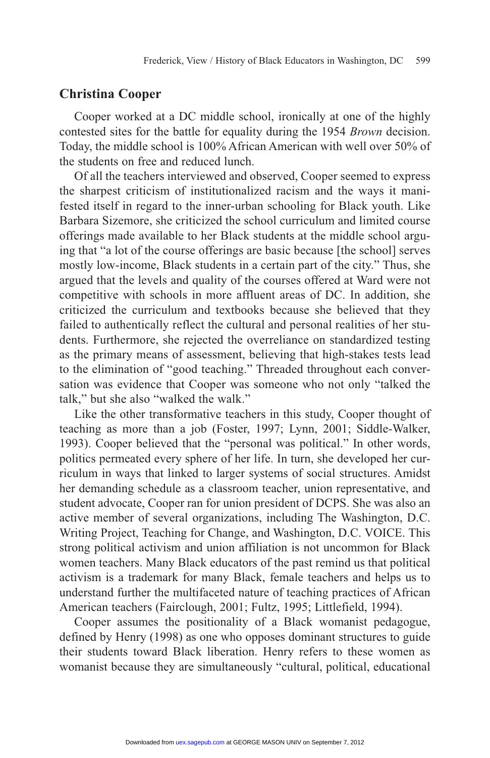## Christina Cooper

Cooper worked at a DC middle school, ironically at one of the highly contested sites for the battle for equality during the 1954 *Brown* decision. Today, the middle school is 100% African American with well over 50% of the students on free and reduced lunch.

Of all the teachers interviewed and observed, Cooper seemed to express the sharpest criticism of institutionalized racism and the ways it manifested itself in regard to the inner-urban schooling for Black youth. Like Barbara Sizemore, she criticized the school curriculum and limited course offerings made available to her Black students at the middle school arguing that "a lot of the course offerings are basic because [the school] serves mostly low-income, Black students in a certain part of the city." Thus, she argued that the levels and quality of the courses offered at Ward were not competitive with schools in more affluent areas of DC. In addition, she criticized the curriculum and textbooks because she believed that they failed to authentically reflect the cultural and personal realities of her students. Furthermore, she rejected the overreliance on standardized testing as the primary means of assessment, believing that high-stakes tests lead to the elimination of "good teaching." Threaded throughout each conversation was evidence that Cooper was someone who not only "talked the talk," but she also "walked the walk."

Like the other transformative teachers in this study, Cooper thought of teaching as more than a job (Foster, 1997; Lynn, 2001; Siddle-Walker, 1993). Cooper believed that the "personal was political." In other words, politics permeated every sphere of her life. In turn, she developed her curriculum in ways that linked to larger systems of social structures. Amidst her demanding schedule as a classroom teacher, union representative, and student advocate, Cooper ran for union president of DCPS. She was also an active member of several organizations, including The Washington, D.C. Writing Project, Teaching for Change, and Washington, D.C. VOICE. This strong political activism and union affiliation is not uncommon for Black women teachers. Many Black educators of the past remind us that political activism is a trademark for many Black, female teachers and helps us to understand further the multifaceted nature of teaching practices of African American teachers (Fairclough, 2001; Fultz, 1995; Littlefield, 1994).

Cooper assumes the positionality of a Black womanist pedagogue, defined by Henry (1998) as one who opposes dominant structures to guide their students toward Black liberation. Henry refers to these women as womanist because they are simultaneously "cultural, political, educational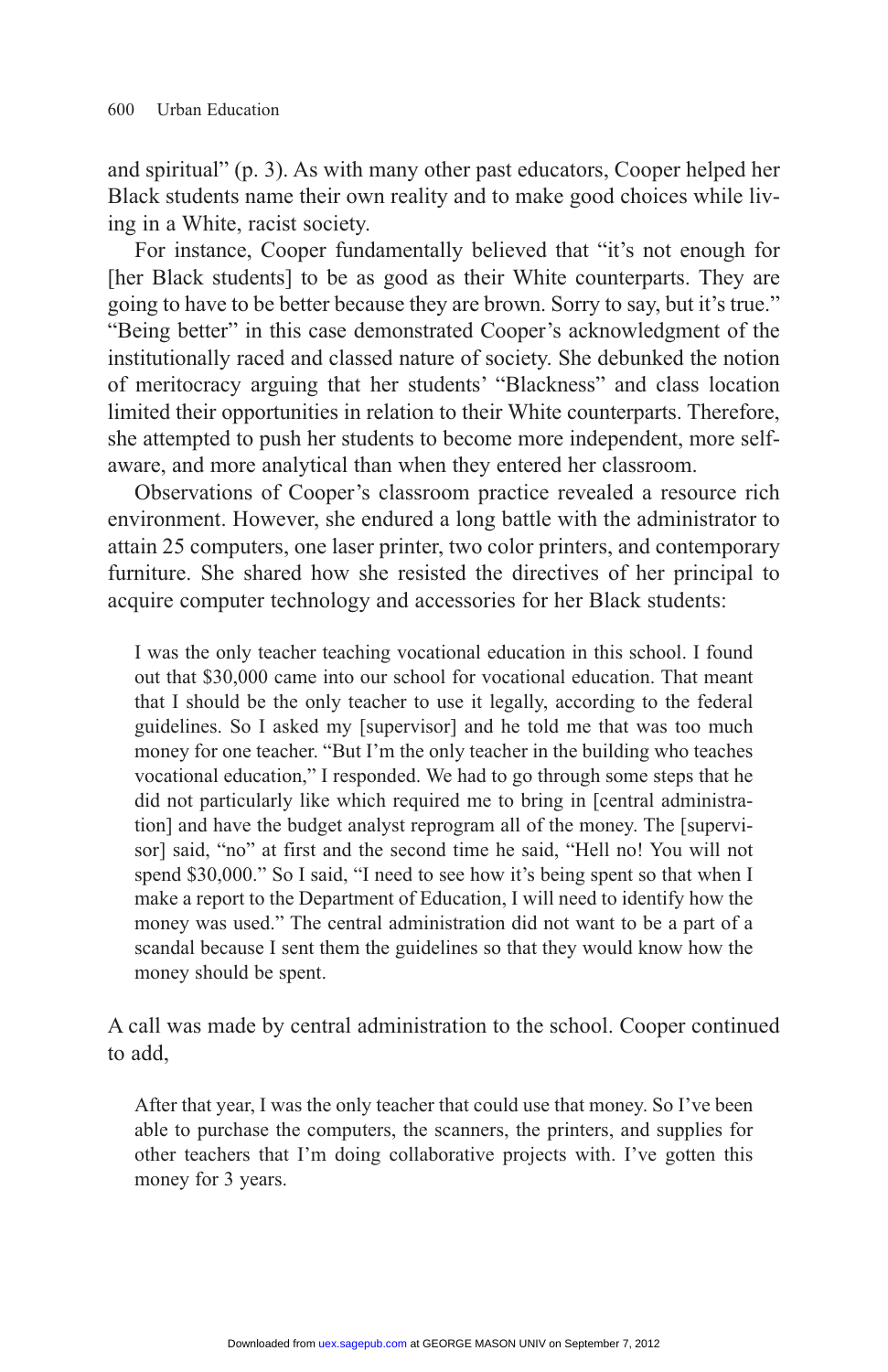and spiritual" (p. 3). As with many other past educators, Cooper helped her Black students name their own reality and to make good choices while living in a White, racist society.

For instance, Cooper fundamentally believed that "it's not enough for [her Black students] to be as good as their White counterparts. They are going to have to be better because they are brown. Sorry to say, but it's true." "Being better" in this case demonstrated Cooper's acknowledgment of the institutionally raced and classed nature of society. She debunked the notion of meritocracy arguing that her students' "Blackness" and class location limited their opportunities in relation to their White counterparts. Therefore, she attempted to push her students to become more independent, more self-aware, and more analytical than when they entered her classroom.

Observations of Cooper's classroom practice revealed a resource rich environment. However, she endured a long battle with the administrator to attain 25 computers, one laser printer, two color printers, and contemporary furniture. She shared how she resisted the directives of her principal to acquire computer technology and accessories for her Black students:

> I was the only teacher teaching vocational education in this school. I found out that $30,000 came into our school for vocational education. That meant that I should be the only teacher to use it legally, according to the federal guidelines. So I asked my [supervisor] and he told me that was too much money for one teacher. "But I'm the only teacher in the building who teaches vocational education," I responded. We had to go through some steps that he did not particularly like which required me to bring in [central administration] and have the budget analyst reprogram all of the money. The [supervisor] said, "no" at first and the second time he said, "Hell no! You will not spend $30,000." So I said, "I need to see how it's being spent so that when I make a report to the Department of Education, I will need to identify how the money was used." The central administration did not want to be a part of a scandal because I sent them the guidelines so that they would know how the money should be spent.

A call was made by central administration to the school. Cooper continued to add,

> After that year, I was the only teacher that could use that money. So I've been able to purchase the computers, the scanners, the printers, and supplies for other teachers that I'm doing collaborative projects with. I've gotten this money for 3 years.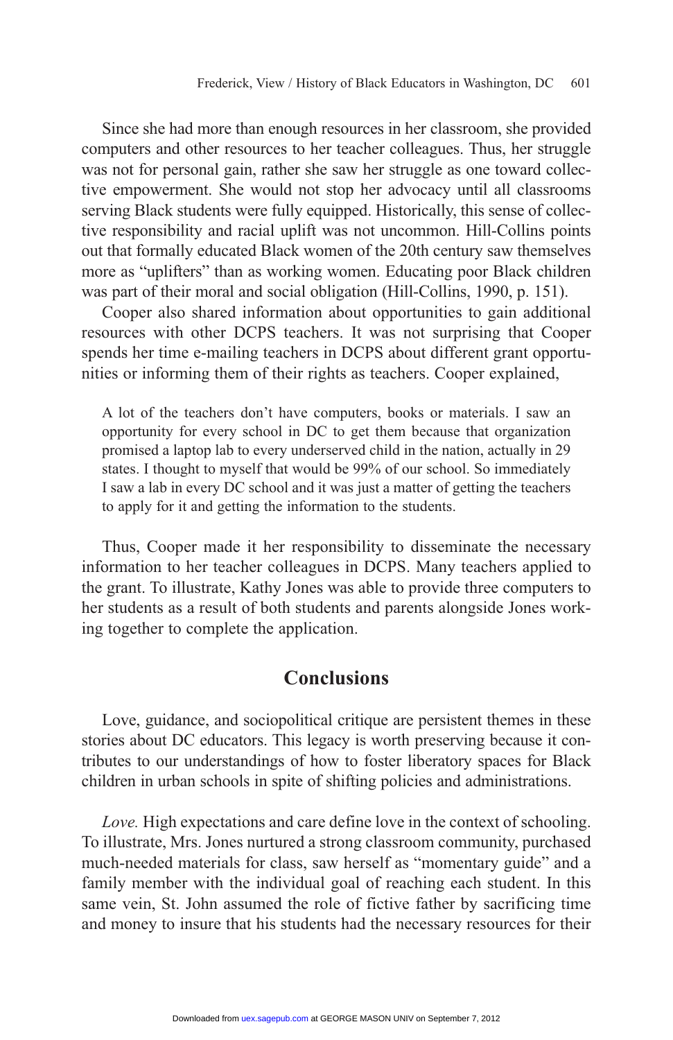Since she had more than enough resources in her classroom, she provided computers and other resources to her teacher colleagues. Thus, her struggle was not for personal gain, rather she saw her struggle as one toward collective empowerment. She would not stop her advocacy until all classrooms serving Black students were fully equipped. Historically, this sense of collective responsibility and racial uplift was not uncommon. Hill-Collins points out that formally educated Black women of the 20th century saw themselves more as "uplifters" than as working women. Educating poor Black children was part of their moral and social obligation (Hill-Collins, 1990, p. 151).

Cooper also shared information about opportunities to gain additional resources with other DCPS teachers. It was not surprising that Cooper spends her time e-mailing teachers in DCPS about different grant opportunities or informing them of their rights as teachers. Cooper explained,

> A lot of the teachers don't have computers, books or materials. I saw an opportunity for every school in DC to get them because that organization promised a laptop lab to every underserved child in the nation, actually in 29 states. I thought to myself that would be 99% of our school. So immediately I saw a lab in every DC school and it was just a matter of getting the teachers to apply for it and getting the information to the students.

Thus, Cooper made it her responsibility to disseminate the necessary information to her teacher colleagues in DCPS. Many teachers applied to the grant. To illustrate, Kathy Jones was able to provide three computers to her students as a result of both students and parents alongside Jones working together to complete the application.

## Conclusions

Love, guidance, and sociopolitical critique are persistent themes in these stories about DC educators. This legacy is worth preserving because it contributes to our understandings of how to foster liberatory spaces for Black children in urban schools in spite of shifting policies and administrations.

*Love.* High expectations and care define love in the context of schooling. To illustrate, Mrs. Jones nurtured a strong classroom community, purchased much-needed materials for class, saw herself as "momentary guide" and a family member with the individual goal of reaching each student. In this same vein, St. John assumed the role of fictive father by sacrificing time and money to insure that his students had the necessary resources for their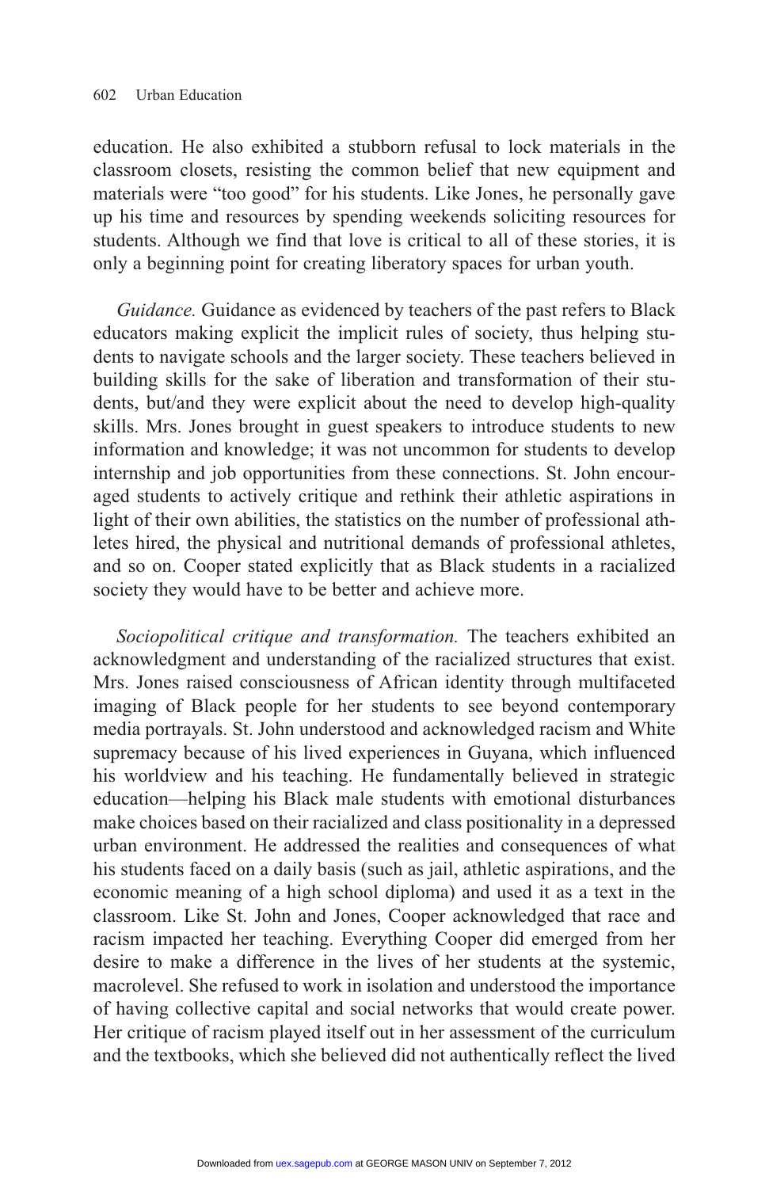education. He also exhibited a stubborn refusal to lock materials in the classroom closets, resisting the common belief that new equipment and materials were "too good" for his students. Like Jones, he personally gave up his time and resources by spending weekends soliciting resources for students. Although we find that love is critical to all of these stories, it is only a beginning point for creating liberatory spaces for urban youth.

*Guidance.* Guidance as evidenced by teachers of the past refers to Black educators making explicit the implicit rules of society, thus helping students to navigate schools and the larger society. These teachers believed in building skills for the sake of liberation and transformation of their students, but/and they were explicit about the need to develop high-quality skills. Mrs. Jones brought in guest speakers to introduce students to new information and knowledge; it was not uncommon for students to develop internship and job opportunities from these connections. St. John encouraged students to actively critique and rethink their athletic aspirations in light of their own abilities, the statistics on the number of professional athletes hired, the physical and nutritional demands of professional athletes, and so on. Cooper stated explicitly that as Black students in a racialized society they would have to be better and achieve more.

*Sociopolitical critique and transformation.* The teachers exhibited an acknowledgment and understanding of the racialized structures that exist. Mrs. Jones raised consciousness of African identity through multifaceted imaging of Black people for her students to see beyond contemporary media portrayals. St. John understood and acknowledged racism and White supremacy because of his lived experiences in Guyana, which influenced his worldview and his teaching. He fundamentally believed in strategic education—helping his Black male students with emotional disturbances make choices based on their racialized and class positionality in a depressed urban environment. He addressed the realities and consequences of what his students faced on a daily basis (such as jail, athletic aspirations, and the economic meaning of a high school diploma) and used it as a text in the classroom. Like St. John and Jones, Cooper acknowledged that race and racism impacted her teaching. Everything Cooper did emerged from her desire to make a difference in the lives of her students at the systemic, macrolevel. She refused to work in isolation and understood the importance of having collective capital and social networks that would create power. Her critique of racism played itself out in her assessment of the curriculum and the textbooks, which she believed did not authentically reflect the lived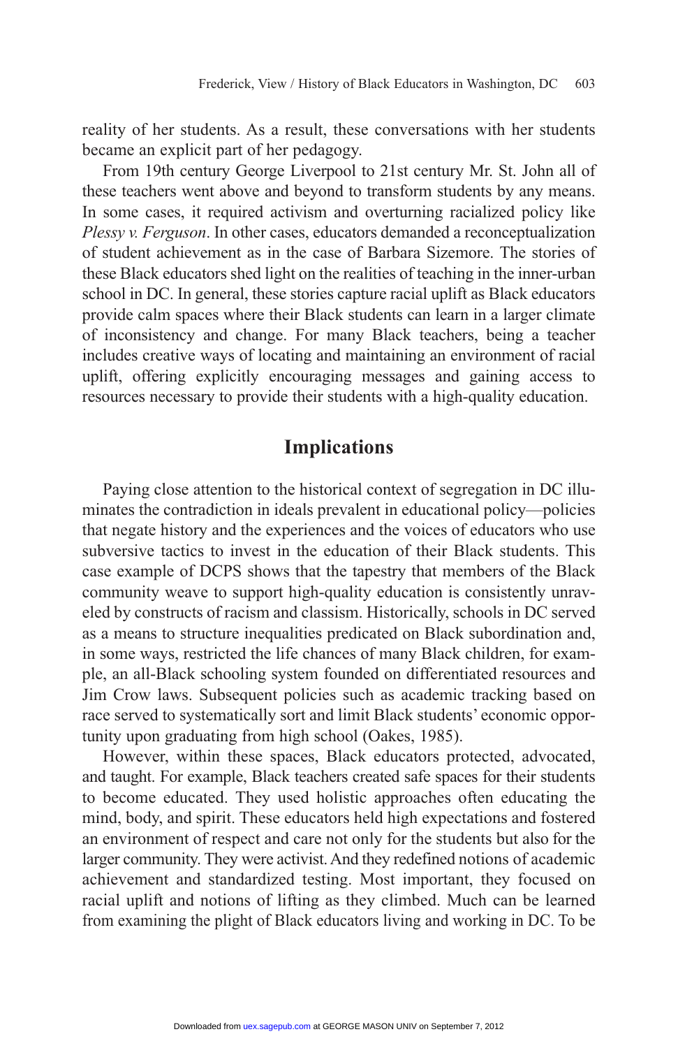reality of her students. As a result, these conversations with her students became an explicit part of her pedagogy.

From 19th century George Liverpool to 21st century Mr. St. John all of these teachers went above and beyond to transform students by any means. In some cases, it required activism and overturning racialized policy like *Plessy v. Ferguson*. In other cases, educators demanded a reconceptualization of student achievement as in the case of Barbara Sizemore. The stories of these Black educators shed light on the realities of teaching in the inner-urban school in DC. In general, these stories capture racial uplift as Black educators provide calm spaces where their Black students can learn in a larger climate of inconsistency and change. For many Black teachers, being a teacher includes creative ways of locating and maintaining an environment of racial uplift, offering explicitly encouraging messages and gaining access to resources necessary to provide their students with a high-quality education.

## Implications

Paying close attention to the historical context of segregation in DC illuminates the contradiction in ideals prevalent in educational policy—policies that negate history and the experiences and the voices of educators who use subversive tactics to invest in the education of their Black students. This case example of DCPS shows that the tapestry that members of the Black community weave to support high-quality education is consistently unraveled by constructs of racism and classism. Historically, schools in DC served as a means to structure inequalities predicated on Black subordination and, in some ways, restricted the life chances of many Black children, for example, an all-Black schooling system founded on differentiated resources and Jim Crow laws. Subsequent policies such as academic tracking based on race served to systematically sort and limit Black students' economic opportunity upon graduating from high school (Oakes, 1985).

However, within these spaces, Black educators protected, advocated, and taught. For example, Black teachers created safe spaces for their students to become educated. They used holistic approaches often educating the mind, body, and spirit. These educators held high expectations and fostered an environment of respect and care not only for the students but also for the larger community. They were activist. And they redefined notions of academic achievement and standardized testing. Most important, they focused on racial uplift and notions of lifting as they climbed. Much can be learned from examining the plight of Black educators living and working in DC. To be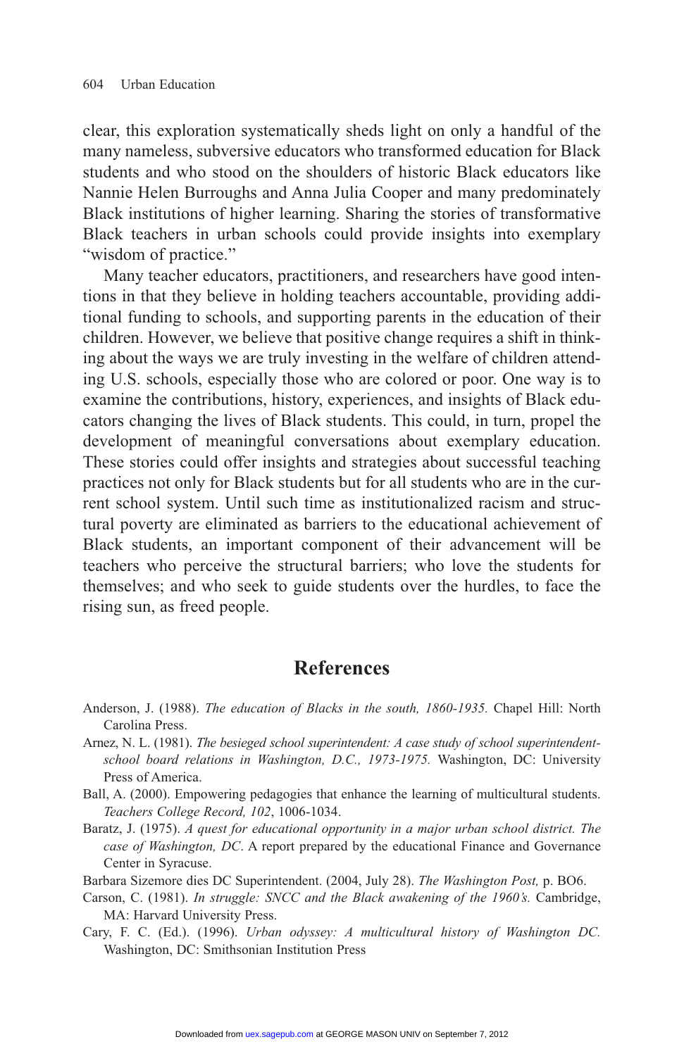clear, this exploration systematically sheds light on only a handful of the many nameless, subversive educators who transformed education for Black students and who stood on the shoulders of historic Black educators like Nannie Helen Burroughs and Anna Julia Cooper and many predominately Black institutions of higher learning. Sharing the stories of transformative Black teachers in urban schools could provide insights into exemplary "wisdom of practice."

Many teacher educators, practitioners, and researchers have good intentions in that they believe in holding teachers accountable, providing additional funding to schools, and supporting parents in the education of their children. However, we believe that positive change requires a shift in thinking about the ways we are truly investing in the welfare of children attending U.S. schools, especially those who are colored or poor. One way is to examine the contributions, history, experiences, and insights of Black educators changing the lives of Black students. This could, in turn, propel the development of meaningful conversations about exemplary education. These stories could offer insights and strategies about successful teaching practices not only for Black students but for all students who are in the current school system. Until such time as institutionalized racism and structural poverty are eliminated as barriers to the educational achievement of Black students, an important component of their advancement will be teachers who perceive the structural barriers; who love the students for themselves; and who seek to guide students over the hurdles, to face the rising sun, as freed people.

## References

Anderson, J. (1988). *The education of Blacks in the south, 1860-1935.* Chapel Hill: North Carolina Press.

Arnez, N. L. (1981). *The besieged school superintendent: A case study of school superintendent-school board relations in Washington, D.C., 1973-1975.* Washington, DC: University Press of America.

Ball, A. (2000). Empowering pedagogies that enhance the learning of multicultural students. *Teachers College Record, 102*, 1006-1034.

Baratz, J. (1975). *A quest for educational opportunity in a major urban school district. The case of Washington, DC*. A report prepared by the educational Finance and Governance Center in Syracuse.

Barbara Sizemore dies DC Superintendent. (2004, July 28). *The Washington Post,* p. BO6.

Carson, C. (1981). *In struggle: SNCC and the Black awakening of the 1960's.* Cambridge, MA: Harvard University Press.

Cary, F. C. (Ed.). (1996). *Urban odyssey: A multicultural history of Washington DC.* Washington, DC: Smithsonian Institution Press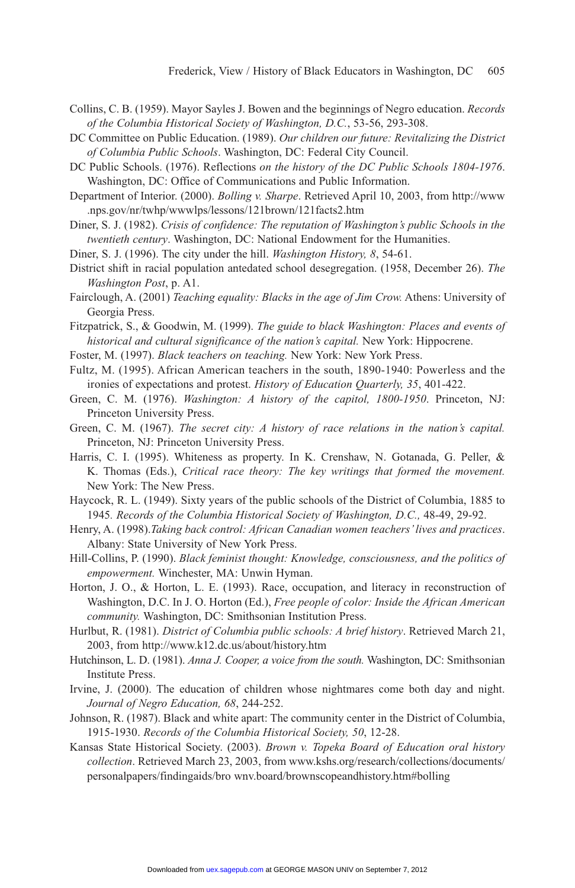Collins, C. B. (1959). Mayor Sayles J. Bowen and the beginnings of Negro education. *Records of the Columbia Historical Society of Washington, D.C.*, 53-56, 293-308.

DC Committee on Public Education. (1989). *Our children our future: Revitalizing the District of Columbia Public Schools*. Washington, DC: Federal City Council.

DC Public Schools. (1976). Reflections *on the history of the DC Public Schools 1804-1976*. Washington, DC: Office of Communications and Public Information.

Department of Interior. (2000). *Bolling v. Sharpe*. Retrieved April 10, 2003, from http://www.nps.gov/nr/twhp/wwwlps/lessons/121brown/121facts2.htm

Diner, S. J. (1982). *Crisis of confidence: The reputation of Washington's public Schools in the twentieth century*. Washington, DC: National Endowment for the Humanities.

Diner, S. J. (1996). The city under the hill. *Washington History, 8*, 54-61.

District shift in racial population antedated school desegregation. (1958, December 26). *The Washington Post*, p. A1.

Fairclough, A. (2001) *Teaching equality: Blacks in the age of Jim Crow.* Athens: University of Georgia Press.

Fitzpatrick, S., & Goodwin, M. (1999). *The guide to black Washington: Places and events of historical and cultural significance of the nation's capital.* New York: Hippocrene.

Foster, M. (1997). *Black teachers on teaching.* New York: New York Press.

Fultz, M. (1995). African American teachers in the south, 1890-1940: Powerless and the ironies of expectations and protest. *History of Education Quarterly, 35*, 401-422.

Green, C. M. (1976). *Washington: A history of the capitol, 1800-1950*. Princeton, NJ: Princeton University Press.

Green, C. M. (1967). *The secret city: A history of race relations in the nation's capital.* Princeton, NJ: Princeton University Press.

Harris, C. I. (1995). Whiteness as property. In K. Crenshaw, N. Gotanada, G. Peller, & K. Thomas (Eds.), *Critical race theory: The key writings that formed the movement.* New York: The New Press.

Haycock, R. L. (1949). Sixty years of the public schools of the District of Columbia, 1885 to 1945*. Records of the Columbia Historical Society of Washington, D.C.,* 48-49, 29-92.

Henry, A. (1998).*Taking back control: African Canadian women teachers' lives and practices*. Albany: State University of New York Press.

Hill-Collins, P. (1990). *Black feminist thought: Knowledge, consciousness, and the politics of empowerment.* Winchester, MA: Unwin Hyman.

Horton, J. O., & Horton, L. E. (1993). Race, occupation, and literacy in reconstruction of Washington, D.C. In J. O. Horton (Ed.), *Free people of color: Inside the African American community.* Washington, DC: Smithsonian Institution Press.

Hurlbut, R. (1981). *District of Columbia public schools: A brief history*. Retrieved March 21, 2003, from http://www.k12.dc.us/about/history.htm

Hutchinson, L. D. (1981). *Anna J. Cooper, a voice from the south.* Washington, DC: Smithsonian Institute Press.

Irvine, J. (2000). The education of children whose nightmares come both day and night. *Journal of Negro Education, 68*, 244-252.

Johnson, R. (1987). Black and white apart: The community center in the District of Columbia, 1915-1930. *Records of the Columbia Historical Society, 50*, 12-28.

Kansas State Historical Society. (2003). *Brown v. Topeka Board of Education oral history collection*. Retrieved March 23, 2003, from www.kshs.org/research/collections/documents/personalpapers/findingaids/bro wnv.board/brownscopeandhistory.htm#bolling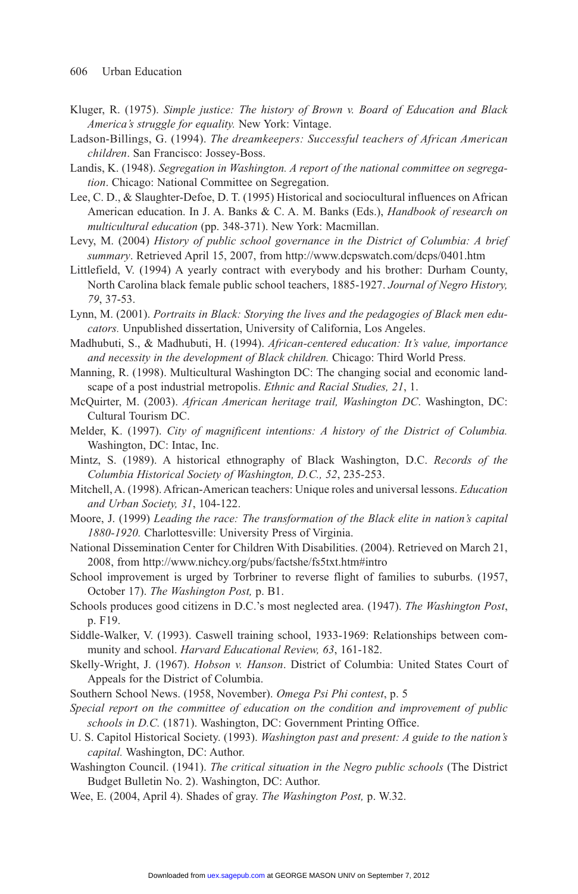Kluger, R. (1975). *Simple justice: The history of Brown v. Board of Education and Black America's struggle for equality.* New York: Vintage.

Ladson-Billings, G. (1994). *The dreamkeepers: Successful teachers of African American children*. San Francisco: Jossey-Boss.

Landis, K. (1948). *Segregation in Washington. A report of the national committee on segregation*. Chicago: National Committee on Segregation.

Lee, C. D., & Slaughter-Defoe, D. T. (1995) Historical and sociocultural influences on African American education. In J. A. Banks & C. A. M. Banks (Eds.), *Handbook of research on multicultural education* (pp. 348-371). New York: Macmillan.

Levy, M. (2004) *History of public school governance in the District of Columbia: A brief summary*. Retrieved April 15, 2007, from http://www.dcpswatch.com/dcps/0401.htm

Littlefield, V. (1994) A yearly contract with everybody and his brother: Durham County, North Carolina black female public school teachers, 1885-1927. *Journal of Negro History, 79*, 37-53.

Lynn, M. (2001). *Portraits in Black: Storying the lives and the pedagogies of Black men educators.* Unpublished dissertation, University of California, Los Angeles.

Madhubuti, S., & Madhubuti, H. (1994). *African-centered education: It's value, importance and necessity in the development of Black children.* Chicago: Third World Press.

Manning, R. (1998). Multicultural Washington DC: The changing social and economic landscape of a post industrial metropolis. *Ethnic and Racial Studies, 21*, 1.

McQuirter, M. (2003). *African American heritage trail, Washington DC*. Washington, DC: Cultural Tourism DC.

Melder, K. (1997). *City of magnificent intentions: A history of the District of Columbia.* Washington, DC: Intac, Inc.

Mintz, S. (1989). A historical ethnography of Black Washington, D.C. *Records of the Columbia Historical Society of Washington, D.C., 52*, 235-253.

Mitchell, A. (1998). African-American teachers: Unique roles and universal lessons. *Education and Urban Society, 31*, 104-122.

Moore, J. (1999) *Leading the race: The transformation of the Black elite in nation's capital 1880-1920.* Charlottesville: University Press of Virginia.

National Dissemination Center for Children With Disabilities. (2004). Retrieved on March 21, 2008, from http://www.nichcy.org/pubs/factshe/fs5txt.htm#intro

School improvement is urged by Torbriner to reverse flight of families to suburbs. (1957, October 17). *The Washington Post,* p. B1.

Schools produces good citizens in D.C.'s most neglected area. (1947). *The Washington Post*, p. F19.

Siddle-Walker, V. (1993). Caswell training school, 1933-1969: Relationships between community and school. *Harvard Educational Review, 63*, 161-182.

Skelly-Wright, J. (1967). *Hobson v. Hanson*. District of Columbia: United States Court of Appeals for the District of Columbia.

Southern School News. (1958, November). *Omega Psi Phi contest*, p. 5

*Special report on the committee of education on the condition and improvement of public schools in D.C.* (1871). Washington, DC: Government Printing Office.

U. S. Capitol Historical Society. (1993). *Washington past and present: A guide to the nation's capital.* Washington, DC: Author.

Washington Council. (1941). *The critical situation in the Negro public schools* (The District Budget Bulletin No. 2). Washington, DC: Author.

Wee, E. (2004, April 4). Shades of gray. *The Washington Post,* p. W.32.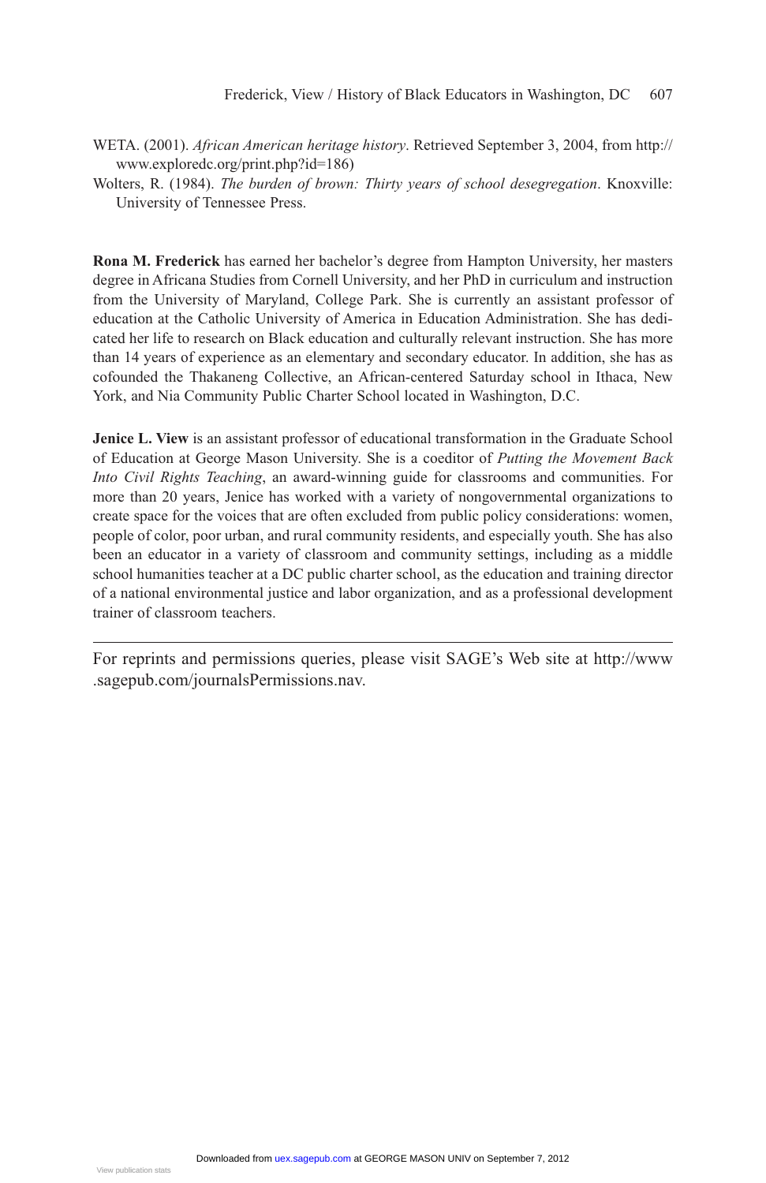WETA. (2001). *African American heritage history*. Retrieved September 3, 2004, from http://www.exploredc.org/print.php?id=186)

Wolters, R. (1984). *The burden of brown: Thirty years of school desegregation*. Knoxville: University of Tennessee Press.

**Rona M. Frederick** has earned her bachelor's degree from Hampton University, her masters degree in Africana Studies from Cornell University, and her PhD in curriculum and instruction from the University of Maryland, College Park. She is currently an assistant professor of education at the Catholic University of America in Education Administration. She has dedicated her life to research on Black education and culturally relevant instruction. She has more than 14 years of experience as an elementary and secondary educator. In addition, she has as cofounded the Thakaneng Collective, an African-centered Saturday school in Ithaca, New York, and Nia Community Public Charter School located in Washington, D.C.

**Jenice L. View** is an assistant professor of educational transformation in the Graduate School of Education at George Mason University. She is a coeditor of *Putting the Movement Back Into Civil Rights Teaching*, an award-winning guide for classrooms and communities. For more than 20 years, Jenice has worked with a variety of nongovernmental organizations to create space for the voices that are often excluded from public policy considerations: women, people of color, poor urban, and rural community residents, and especially youth. She has also been an educator in a variety of classroom and community settings, including as a middle school humanities teacher at a DC public charter school, as the education and training director of a national environmental justice and labor organization, and as a professional development trainer of classroom teachers.

---

For reprints and permissions queries, please visit SAGE's Web site at http://www.sagepub.com/journalsPermissions.nav.